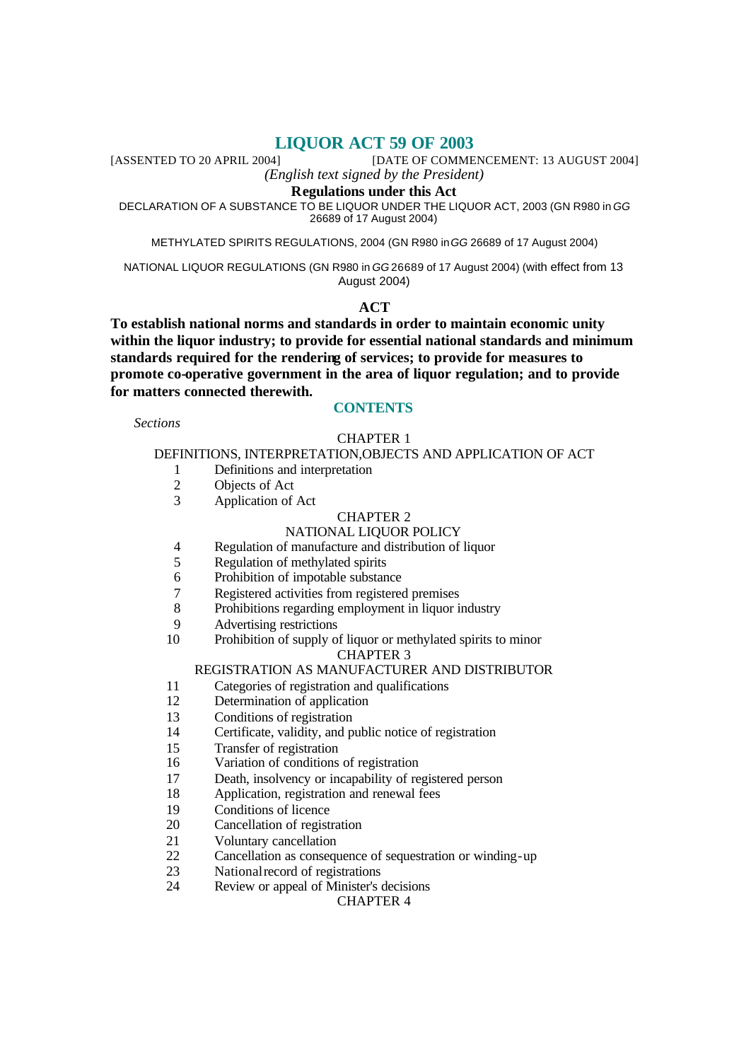# LIQUOR ACT 59 OF 2003

[ASSENTED TO 20 APRIL 2004] [DATE OF COMMENCEMENT: 13 AUGUST 2004]

*(English text signed by the President)*

**Regulations under this Act**

DECLARATION OF A SUBSTANCE TO BE LIQUOR UNDER THE LIQUOR ACT, 2003 (GN R980 in *GG* 26689 of 17 August 2004)

METHYLATED SPIRITS REGULATIONS, 2004 (GN R980 in *GG* 26689 of 17 August 2004)

NATIONAL LIQUOR REGULATIONS (GN R980 in *GG* 26689 of 17 August 2004) (with effect from 13 August 2004)

**ACT**

**To establish national norms and standards in order to maintain economic unity within the liquor industry; to provide for essential national standards and minimum standards required for the rendering of services; to provide for measures to promote co-operative government in the area of liquor regulation; and to provide for matters connected therewith.**

## CONTENTS

*Sections*

CHAPTER 1

DEFINITIONS, INTERPRETATION, OBJECTS AND APPLICATION OF ACT

1 Definitions and interpretation
2 Objects of Act
3 Application of Act

CHAPTER 2

NATIONAL LIQUOR POLICY

4 Regulation of manufacture and distribution of liquor
5 Regulation of methylated spirits
6 Prohibition of impotable substance
7 Registered activities from registered premises
8 Prohibitions regarding employment in liquor industry
9 Advertising restrictions
10 Prohibition of supply of liquor or methylated spirits to minor

CHAPTER 3

REGISTRATION AS MANUFACTURER AND DISTRIBUTOR

11 Categories of registration and qualifications
12 Determination of application
13 Conditions of registration
14 Certificate, validity, and public notice of registration
15 Transfer of registration
16 Variation of conditions of registration
17 Death, insolvency or incapability of registered person
18 Application, registration and renewal fees
19 Conditions of licence
20 Cancellation of registration
21 Voluntary cancellation
22 Cancellation as consequence of sequestration or winding-up
23 National record of registrations
24 Review or appeal of Minister's decisions

CHAPTER 4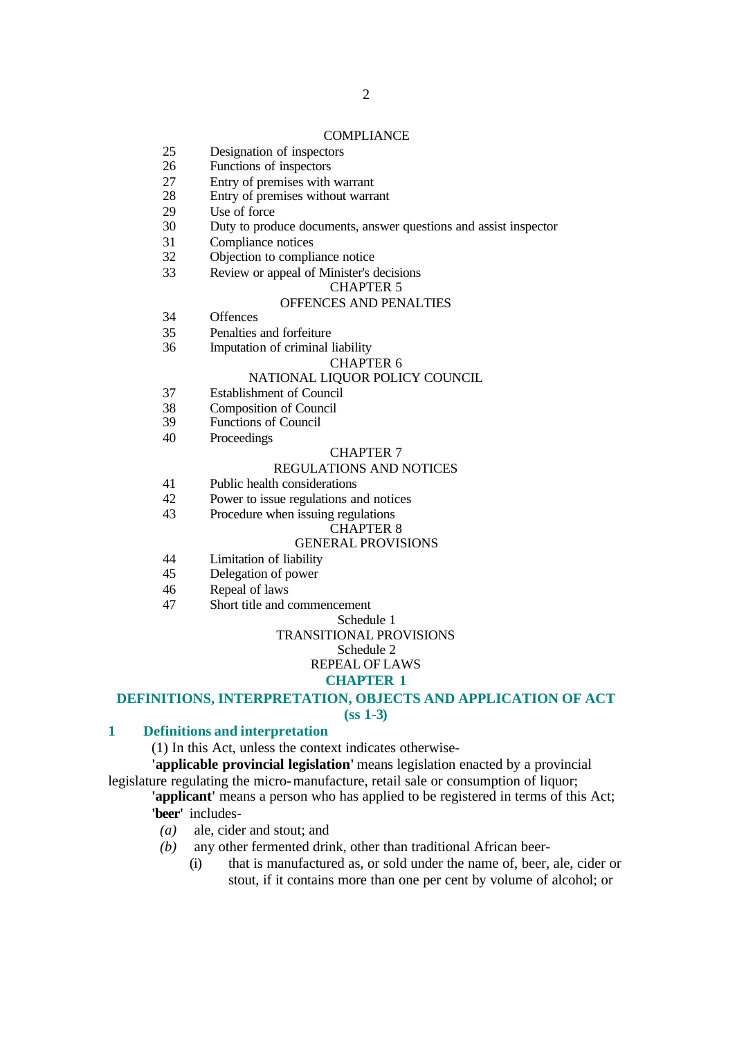COMPLIANCE

25 Designation of inspectors
26 Functions of inspectors
27 Entry of premises with warrant
28 Entry of premises without warrant
29 Use of force
30 Duty to produce documents, answer questions and assist inspector
31 Compliance notices
32 Objection to compliance notice
33 Review or appeal of Minister's decisions

CHAPTER 5

OFFENCES AND PENALTIES

34 Offences
35 Penalties and forfeiture
36 Imputation of criminal liability

CHAPTER 6

NATIONAL LIQUOR POLICY COUNCIL

37 Establishment of Council
38 Composition of Council
39 Functions of Council
40 Proceedings

CHAPTER 7

REGULATIONS AND NOTICES

41 Public health considerations
42 Power to issue regulations and notices
43 Procedure when issuing regulations

CHAPTER 8

GENERAL PROVISIONS

44 Limitation of liability
45 Delegation of power
46 Repeal of laws
47 Short title and commencement

Schedule 1

TRANSITIONAL PROVISIONS

Schedule 2

REPEAL OF LAWS

## CHAPTER 1

## DEFINITIONS, INTERPRETATION, OBJECTS AND APPLICATION OF ACT (ss 1-3)

### 1 Definitions and interpretation

(1) In this Act, unless the context indicates otherwise-

**'applicable provincial legislation'** means legislation enacted by a provincial legislature regulating the micro-manufacture, retail sale or consumption of liquor;

**'applicant'** means a person who has applied to be registered in terms of this Act;

**'beer'** includes-

*(a)* ale, cider and stout; and

*(b)* any other fermented drink, other than traditional African beer-

(i) that is manufactured as, or sold under the name of, beer, ale, cider or stout, if it contains more than one per cent by volume of alcohol; or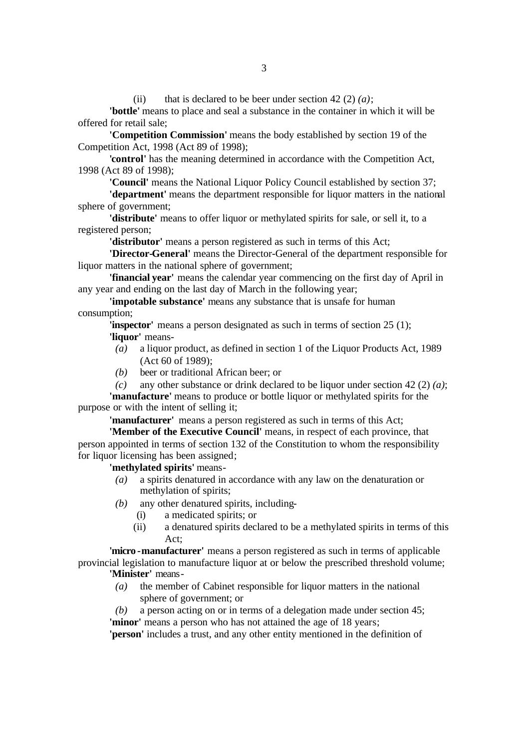(ii) that is declared to be beer under section 42 (2) *(a)*;

**'bottle'** means to place and seal a substance in the container in which it will be offered for retail sale;

**'Competition Commission'** means the body established by section 19 of the Competition Act, 1998 (Act 89 of 1998);

**'control'** has the meaning determined in accordance with the Competition Act, 1998 (Act 89 of 1998);

**'Council'** means the National Liquor Policy Council established by section 37;

**'department'** means the department responsible for liquor matters in the national sphere of government;

**'distribute'** means to offer liquor or methylated spirits for sale, or sell it, to a registered person;

**'distributor'** means a person registered as such in terms of this Act;

**'Director-General'** means the Director-General of the department responsible for liquor matters in the national sphere of government;

**'financial year'** means the calendar year commencing on the first day of April in any year and ending on the last day of March in the following year;

**'impotable substance'** means any substance that is unsafe for human consumption;

**'inspector'** means a person designated as such in terms of section 25 (1);

**'liquor'** means-

*(a)* a liquor product, as defined in section 1 of the Liquor Products Act, 1989 (Act 60 of 1989);

*(b)* beer or traditional African beer; or

*(c)* any other substance or drink declared to be liquor under section 42 (2) *(a)*;

**'manufacture'** means to produce or bottle liquor or methylated spirits for the purpose or with the intent of selling it;

**'manufacturer'** means a person registered as such in terms of this Act;

**'Member of the Executive Council'** means, in respect of each province, that person appointed in terms of section 132 of the Constitution to whom the responsibility for liquor licensing has been assigned;

**'methylated spirits'** means-

*(a)* a spirits denatured in accordance with any law on the denaturation or methylation of spirits;

*(b)* any other denatured spirits, including-

(i) a medicated spirits; or

(ii) a denatured spirits declared to be a methylated spirits in terms of this Act;

**'micro-manufacturer'** means a person registered as such in terms of applicable provincial legislation to manufacture liquor at or below the prescribed threshold volume;

**'Minister'** means-

*(a)* the member of Cabinet responsible for liquor matters in the national sphere of government; or

*(b)* a person acting on or in terms of a delegation made under section 45;

**'minor'** means a person who has not attained the age of 18 years;

**'person'** includes a trust, and any other entity mentioned in the definition of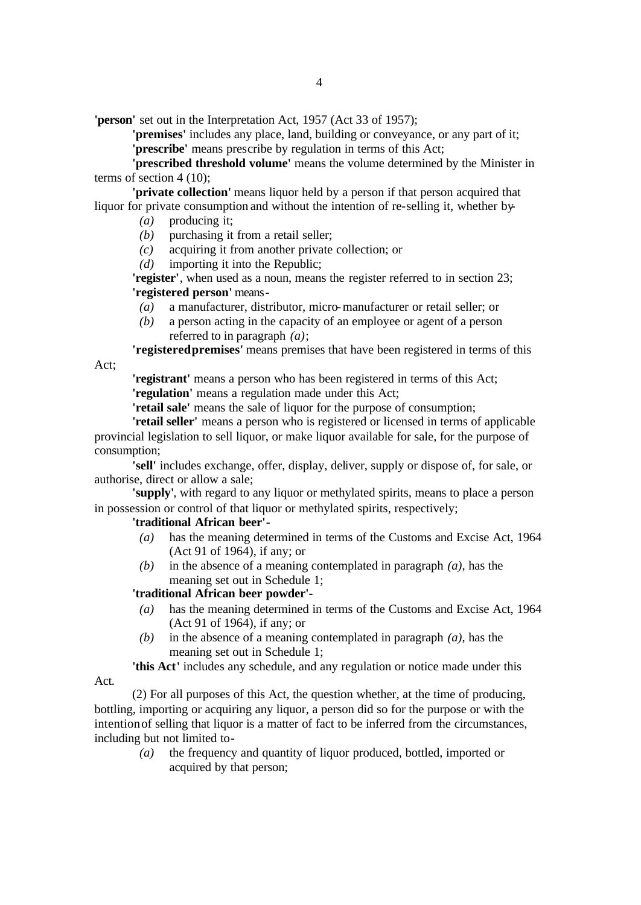**'person'** set out in the Interpretation Act, 1957 (Act 33 of 1957);

**'premises'** includes any place, land, building or conveyance, or any part of it;

**'prescribe'** means prescribe by regulation in terms of this Act;

**'prescribed threshold volume'** means the volume determined by the Minister in terms of section 4 (10);

**'private collection'** means liquor held by a person if that person acquired that liquor for private consumption and without the intention of re-selling it, whether by-

- *(a)* producing it;
- *(b)* purchasing it from a retail seller;
- *(c)* acquiring it from another private collection; or
- *(d)* importing it into the Republic;

**'register'**, when used as a noun, means the register referred to in section 23;

**'registered person'** means-

- *(a)* a manufacturer, distributor, micro-manufacturer or retail seller; or
- *(b)* a person acting in the capacity of an employee or agent of a person referred to in paragraph *(a)*;

**'registered premises'** means premises that have been registered in terms of this Act;

**'registrant'** means a person who has been registered in terms of this Act;

**'regulation'** means a regulation made under this Act;

**'retail sale'** means the sale of liquor for the purpose of consumption;

**'retail seller'** means a person who is registered or licensed in terms of applicable provincial legislation to sell liquor, or make liquor available for sale, for the purpose of consumption;

**'sell'** includes exchange, offer, display, deliver, supply or dispose of, for sale, or authorise, direct or allow a sale;

**'supply'**, with regard to any liquor or methylated spirits, means to place a person in possession or control of that liquor or methylated spirits, respectively;

**'traditional African beer'**-

- *(a)* has the meaning determined in terms of the Customs and Excise Act, 1964 (Act 91 of 1964), if any; or
- *(b)* in the absence of a meaning contemplated in paragraph *(a)*, has the meaning set out in Schedule 1;

**'traditional African beer powder'**-

- *(a)* has the meaning determined in terms of the Customs and Excise Act, 1964 (Act 91 of 1964), if any; or
- *(b)* in the absence of a meaning contemplated in paragraph *(a)*, has the meaning set out in Schedule 1;

**'this Act'** includes any schedule, and any regulation or notice made under this Act.

(2) For all purposes of this Act, the question whether, at the time of producing, bottling, importing or acquiring any liquor, a person did so for the purpose or with the intention of selling that liquor is a matter of fact to be inferred from the circumstances, including but not limited to-

- *(a)* the frequency and quantity of liquor produced, bottled, imported or acquired by that person;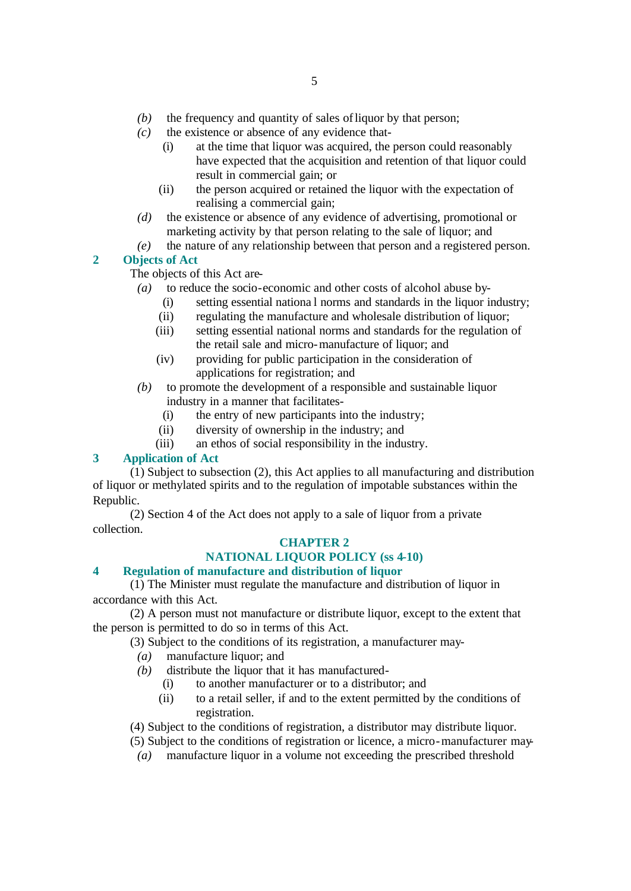*(b)* the frequency and quantity of sales of liquor by that person;

*(c)* the existence or absence of any evidence that-

(i) at the time that liquor was acquired, the person could reasonably have expected that the acquisition and retention of that liquor could result in commercial gain; or

(ii) the person acquired or retained the liquor with the expectation of realising a commercial gain;

*(d)* the existence or absence of any evidence of advertising, promotional or marketing activity by that person relating to the sale of liquor; and

*(e)* the nature of any relationship between that person and a registered person.

### 2 Objects of Act

The objects of this Act are-

*(a)* to reduce the socio-economic and other costs of alcohol abuse by-

(i) setting essential national norms and standards in the liquor industry;

(ii) regulating the manufacture and wholesale distribution of liquor;

(iii) setting essential national norms and standards for the regulation of the retail sale and micro-manufacture of liquor; and

(iv) providing for public participation in the consideration of applications for registration; and

*(b)* to promote the development of a responsible and sustainable liquor industry in a manner that facilitates-

(i) the entry of new participants into the industry;

(ii) diversity of ownership in the industry; and

(iii) an ethos of social responsibility in the industry.

### 3 Application of Act

(1) Subject to subsection (2), this Act applies to all manufacturing and distribution of liquor or methylated spirits and to the regulation of impotable substances within the Republic.

(2) Section 4 of the Act does not apply to a sale of liquor from a private collection.

## CHAPTER 2
## NATIONAL LIQUOR POLICY (ss 4-10)

### 4 Regulation of manufacture and distribution of liquor

(1) The Minister must regulate the manufacture and distribution of liquor in accordance with this Act.

(2) A person must not manufacture or distribute liquor, except to the extent that the person is permitted to do so in terms of this Act.

(3) Subject to the conditions of its registration, a manufacturer may-

*(a)* manufacture liquor; and

*(b)* distribute the liquor that it has manufactured-

(i) to another manufacturer or to a distributor; and

(ii) to a retail seller, if and to the extent permitted by the conditions of registration.

(4) Subject to the conditions of registration, a distributor may distribute liquor.

(5) Subject to the conditions of registration or licence, a micro-manufacturer may-

*(a)* manufacture liquor in a volume not exceeding the prescribed threshold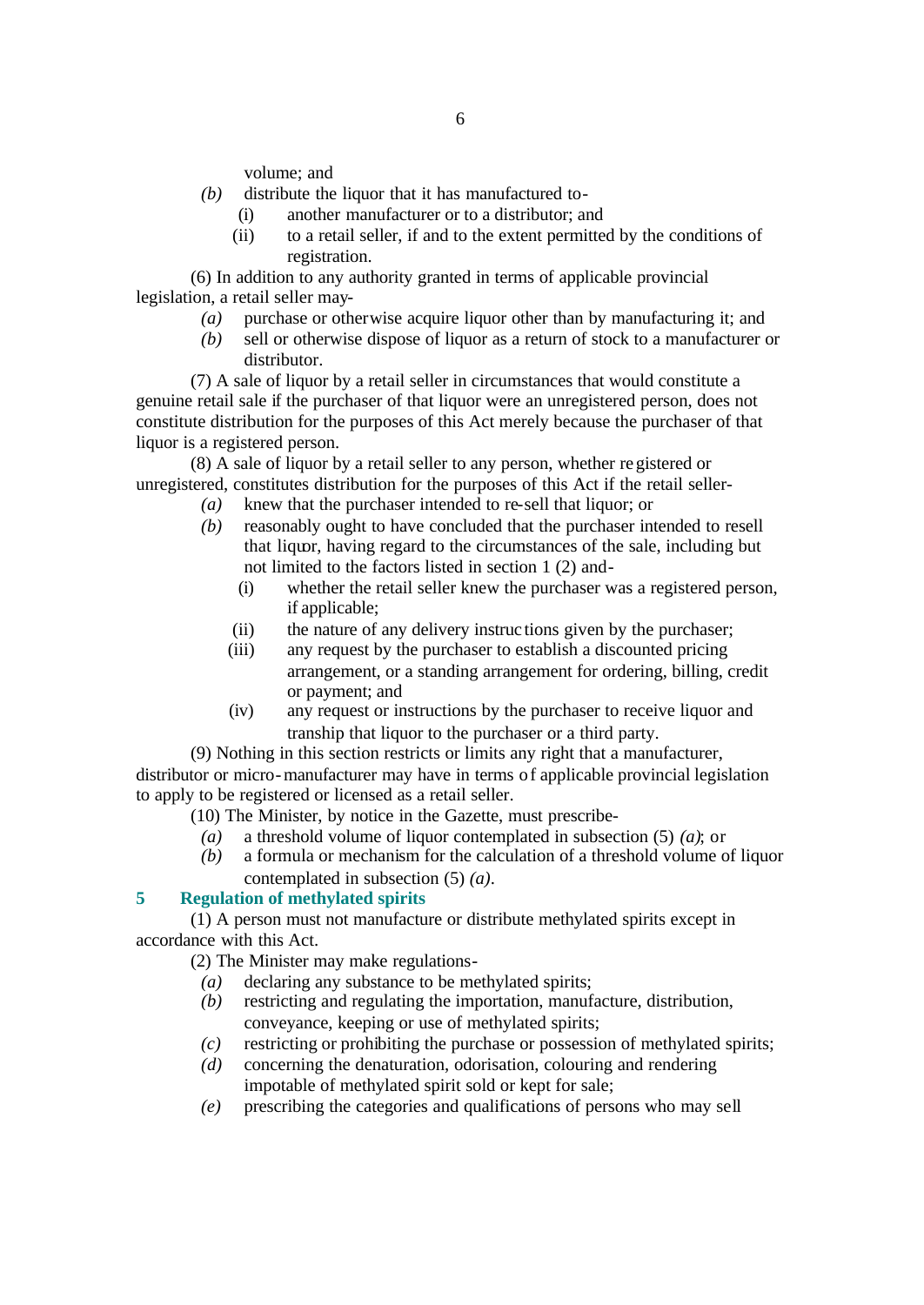volume; and

*(b)* distribute the liquor that it has manufactured to-

(i) another manufacturer or to a distributor; and

(ii) to a retail seller, if and to the extent permitted by the conditions of registration.

(6) In addition to any authority granted in terms of applicable provincial legislation, a retail seller may-

*(a)* purchase or otherwise acquire liquor other than by manufacturing it; and

*(b)* sell or otherwise dispose of liquor as a return of stock to a manufacturer or distributor.

(7) A sale of liquor by a retail seller in circumstances that would constitute a genuine retail sale if the purchaser of that liquor were an unregistered person, does not constitute distribution for the purposes of this Act merely because the purchaser of that liquor is a registered person.

(8) A sale of liquor by a retail seller to any person, whether registered or unregistered, constitutes distribution for the purposes of this Act if the retail seller-

*(a)* knew that the purchaser intended to re-sell that liquor; or

*(b)* reasonably ought to have concluded that the purchaser intended to resell that liquor, having regard to the circumstances of the sale, including but not limited to the factors listed in section 1 (2) and-

(i) whether the retail seller knew the purchaser was a registered person, if applicable;

(ii) the nature of any delivery instructions given by the purchaser;

(iii) any request by the purchaser to establish a discounted pricing arrangement, or a standing arrangement for ordering, billing, credit or payment; and

(iv) any request or instructions by the purchaser to receive liquor and tranship that liquor to the purchaser or a third party.

(9) Nothing in this section restricts or limits any right that a manufacturer, distributor or micro-manufacturer may have in terms of applicable provincial legislation to apply to be registered or licensed as a retail seller.

(10) The Minister, by notice in the Gazette, must prescribe-

*(a)* a threshold volume of liquor contemplated in subsection (5) *(a)*; or

*(b)* a formula or mechanism for the calculation of a threshold volume of liquor contemplated in subsection (5) *(a)*.

## 5 Regulation of methylated spirits

(1) A person must not manufacture or distribute methylated spirits except in accordance with this Act.

(2) The Minister may make regulations-

*(a)* declaring any substance to be methylated spirits;

*(b)* restricting and regulating the importation, manufacture, distribution, conveyance, keeping or use of methylated spirits;

*(c)* restricting or prohibiting the purchase or possession of methylated spirits;

*(d)* concerning the denaturation, odorisation, colouring and rendering impotable of methylated spirit sold or kept for sale;

*(e)* prescribing the categories and qualifications of persons who may sell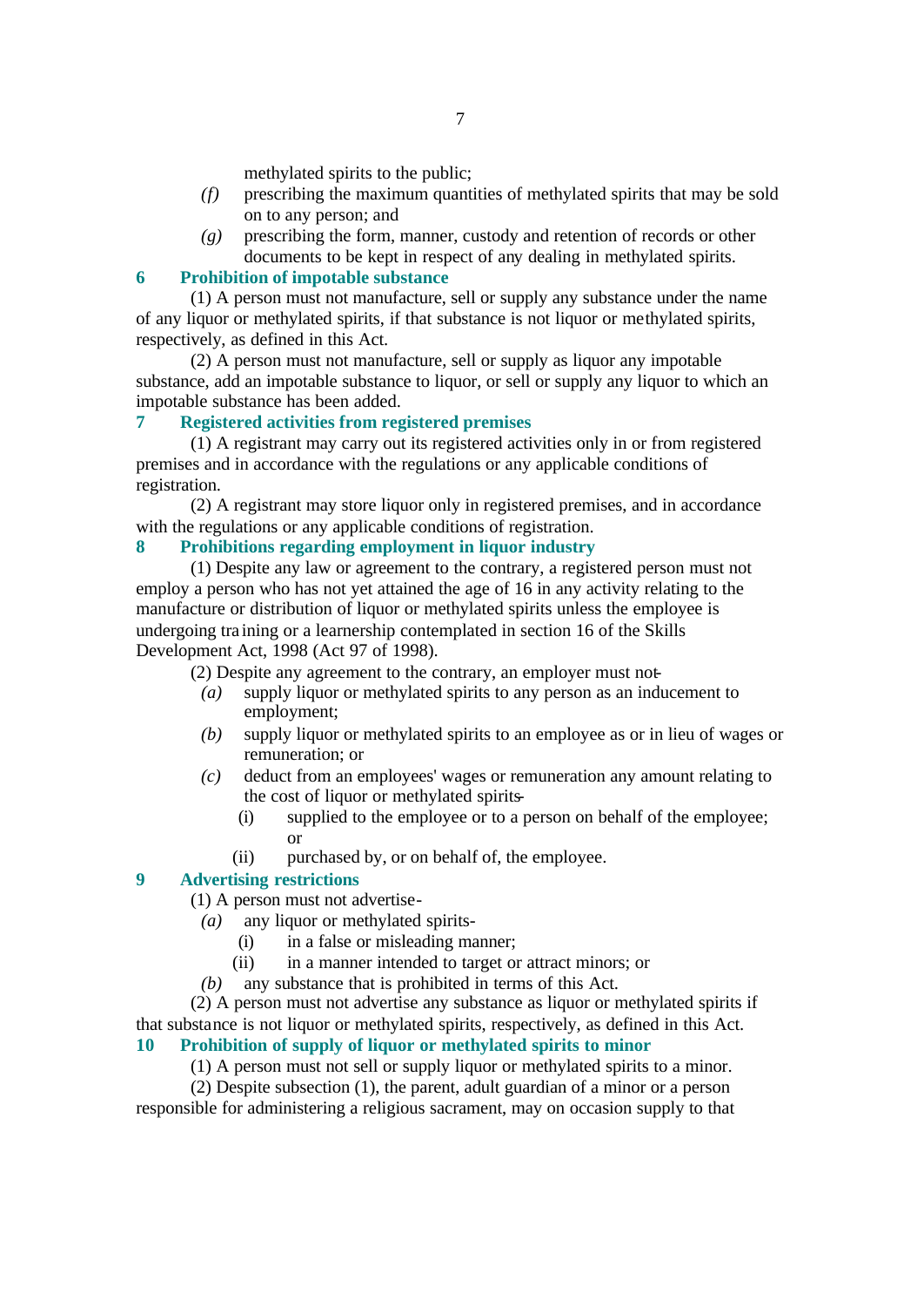methylated spirits to the public;

*(f)* prescribing the maximum quantities of methylated spirits that may be sold on to any person; and

*(g)* prescribing the form, manner, custody and retention of records or other documents to be kept in respect of any dealing in methylated spirits.

## 6 Prohibition of impotable substance

(1) A person must not manufacture, sell or supply any substance under the name of any liquor or methylated spirits, if that substance is not liquor or methylated spirits, respectively, as defined in this Act.

(2) A person must not manufacture, sell or supply as liquor any impotable substance, add an impotable substance to liquor, or sell or supply any liquor to which an impotable substance has been added.

## 7 Registered activities from registered premises

(1) A registrant may carry out its registered activities only in or from registered premises and in accordance with the regulations or any applicable conditions of registration.

(2) A registrant may store liquor only in registered premises, and in accordance with the regulations or any applicable conditions of registration.

## 8 Prohibitions regarding employment in liquor industry

(1) Despite any law or agreement to the contrary, a registered person must not employ a person who has not yet attained the age of 16 in any activity relating to the manufacture or distribution of liquor or methylated spirits unless the employee is undergoing training or a learnership contemplated in section 16 of the Skills Development Act, 1998 (Act 97 of 1998).

(2) Despite any agreement to the contrary, an employer must not-

*(a)* supply liquor or methylated spirits to any person as an inducement to employment;

*(b)* supply liquor or methylated spirits to an employee as or in lieu of wages or remuneration; or

*(c)* deduct from an employees' wages or remuneration any amount relating to the cost of liquor or methylated spirits-

(i) supplied to the employee or to a person on behalf of the employee; or

(ii) purchased by, or on behalf of, the employee.

## 9 Advertising restrictions

(1) A person must not advertise-

*(a)* any liquor or methylated spirits-

(i) in a false or misleading manner;

(ii) in a manner intended to target or attract minors; or

*(b)* any substance that is prohibited in terms of this Act.

(2) A person must not advertise any substance as liquor or methylated spirits if that substance is not liquor or methylated spirits, respectively, as defined in this Act.

## 10 Prohibition of supply of liquor or methylated spirits to minor

(1) A person must not sell or supply liquor or methylated spirits to a minor.

(2) Despite subsection (1), the parent, adult guardian of a minor or a person responsible for administering a religious sacrament, may on occasion supply to that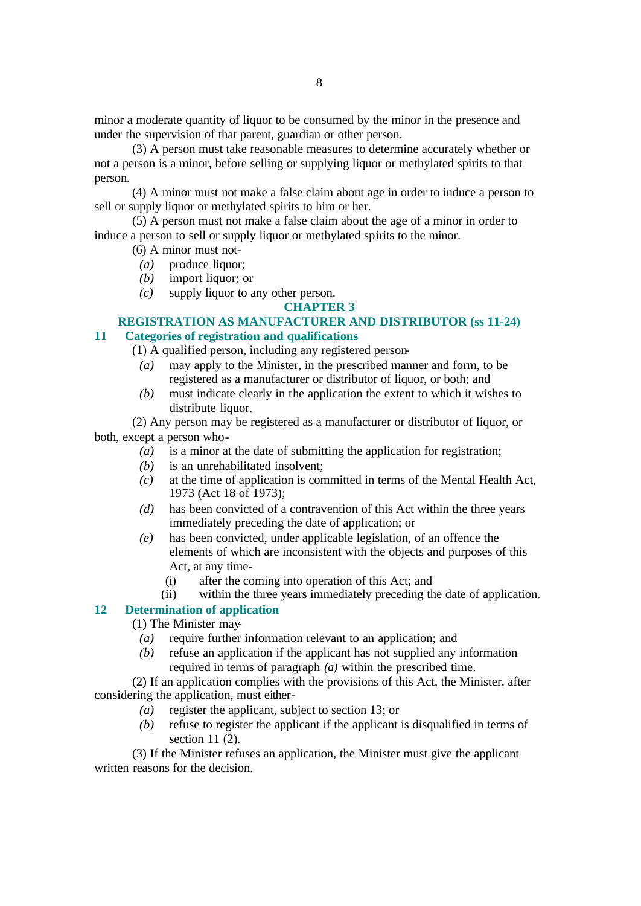minor a moderate quantity of liquor to be consumed by the minor in the presence and under the supervision of that parent, guardian or other person.

(3) A person must take reasonable measures to determine accurately whether or not a person is a minor, before selling or supplying liquor or methylated spirits to that person.

(4) A minor must not make a false claim about age in order to induce a person to sell or supply liquor or methylated spirits to him or her.

(5) A person must not make a false claim about the age of a minor in order to induce a person to sell or supply liquor or methylated spirits to the minor.

(6) A minor must not-

*(a)* produce liquor;

*(b)* import liquor; or

*(c)* supply liquor to any other person.

## CHAPTER 3

## REGISTRATION AS MANUFACTURER AND DISTRIBUTOR (ss 11-24)

### 11 Categories of registration and qualifications

(1) A qualified person, including any registered person-

*(a)* may apply to the Minister, in the prescribed manner and form, to be registered as a manufacturer or distributor of liquor, or both; and

*(b)* must indicate clearly in the application the extent to which it wishes to distribute liquor.

(2) Any person may be registered as a manufacturer or distributor of liquor, or both, except a person who-

*(a)* is a minor at the date of submitting the application for registration;

*(b)* is an unrehabilitated insolvent;

*(c)* at the time of application is committed in terms of the Mental Health Act, 1973 (Act 18 of 1973);

*(d)* has been convicted of a contravention of this Act within the three years immediately preceding the date of application; or

*(e)* has been convicted, under applicable legislation, of an offence the elements of which are inconsistent with the objects and purposes of this Act, at any time-

(i) after the coming into operation of this Act; and

(ii) within the three years immediately preceding the date of application.

### 12 Determination of application

(1) The Minister may-

*(a)* require further information relevant to an application; and

*(b)* refuse an application if the applicant has not supplied any information required in terms of paragraph *(a)* within the prescribed time.

(2) If an application complies with the provisions of this Act, the Minister, after considering the application, must either-

*(a)* register the applicant, subject to section 13; or

*(b)* refuse to register the applicant if the applicant is disqualified in terms of section 11 (2).

(3) If the Minister refuses an application, the Minister must give the applicant written reasons for the decision.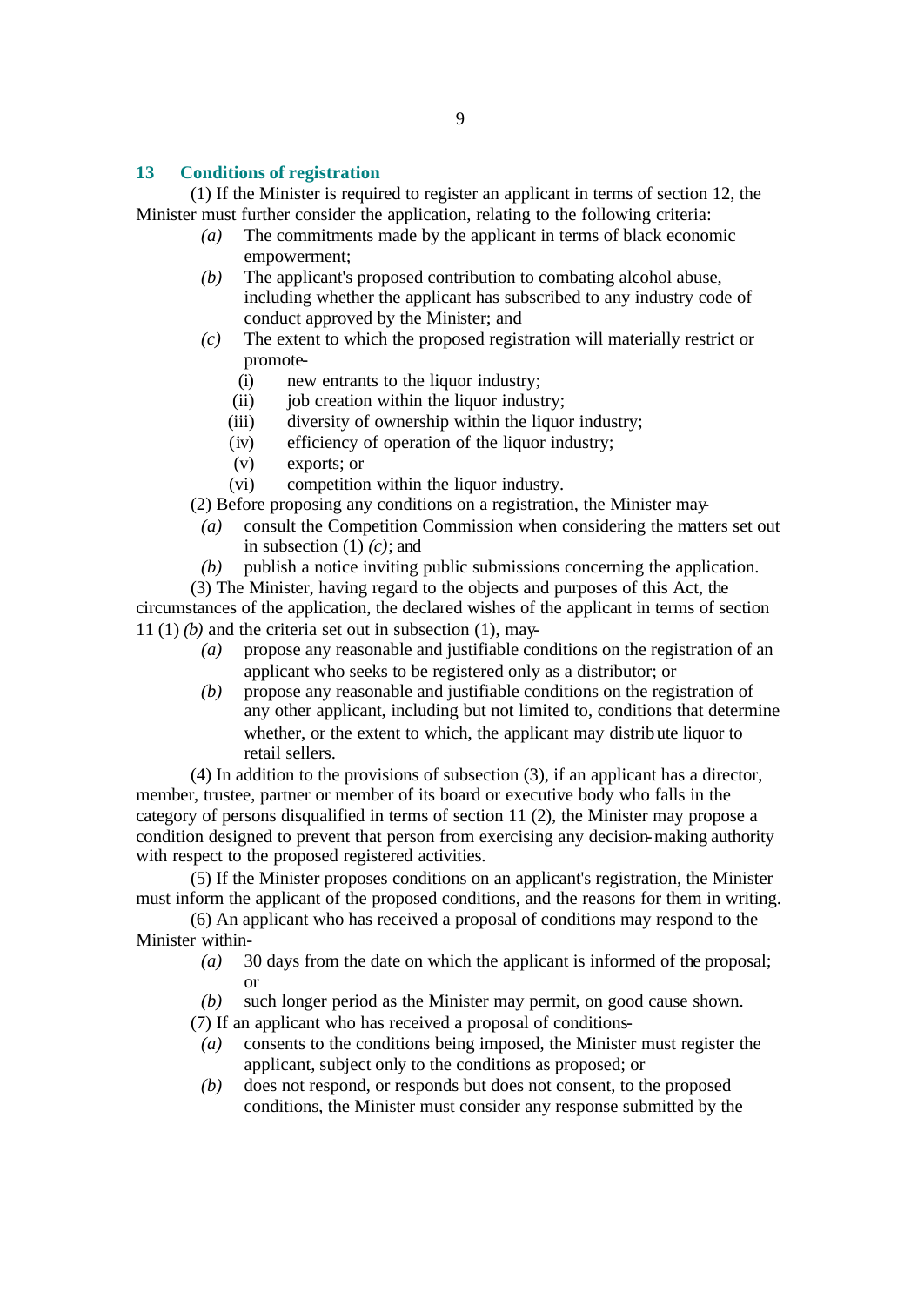## 13 Conditions of registration

(1) If the Minister is required to register an applicant in terms of section 12, the Minister must further consider the application, relating to the following criteria:

*(a)* The commitments made by the applicant in terms of black economic empowerment;

*(b)* The applicant's proposed contribution to combating alcohol abuse, including whether the applicant has subscribed to any industry code of conduct approved by the Minister; and

*(c)* The extent to which the proposed registration will materially restrict or promote-

(i) new entrants to the liquor industry;

(ii) job creation within the liquor industry;

(iii) diversity of ownership within the liquor industry;

(iv) efficiency of operation of the liquor industry;

(v) exports; or

(vi) competition within the liquor industry.

(2) Before proposing any conditions on a registration, the Minister may-

*(a)* consult the Competition Commission when considering the matters set out in subsection (1) *(c)*; and

*(b)* publish a notice inviting public submissions concerning the application.

(3) The Minister, having regard to the objects and purposes of this Act, the circumstances of the application, the declared wishes of the applicant in terms of section 11 (1) *(b)* and the criteria set out in subsection (1), may-

*(a)* propose any reasonable and justifiable conditions on the registration of an applicant who seeks to be registered only as a distributor; or

*(b)* propose any reasonable and justifiable conditions on the registration of any other applicant, including but not limited to, conditions that determine whether, or the extent to which, the applicant may distribute liquor to retail sellers.

(4) In addition to the provisions of subsection (3), if an applicant has a director, member, trustee, partner or member of its board or executive body who falls in the category of persons disqualified in terms of section 11 (2), the Minister may propose a condition designed to prevent that person from exercising any decision-making authority with respect to the proposed registered activities.

(5) If the Minister proposes conditions on an applicant's registration, the Minister must inform the applicant of the proposed conditions, and the reasons for them in writing.

(6) An applicant who has received a proposal of conditions may respond to the Minister within-

*(a)* 30 days from the date on which the applicant is informed of the proposal; or

*(b)* such longer period as the Minister may permit, on good cause shown.

(7) If an applicant who has received a proposal of conditions-

*(a)* consents to the conditions being imposed, the Minister must register the applicant, subject only to the conditions as proposed; or

*(b)* does not respond, or responds but does not consent, to the proposed conditions, the Minister must consider any response submitted by the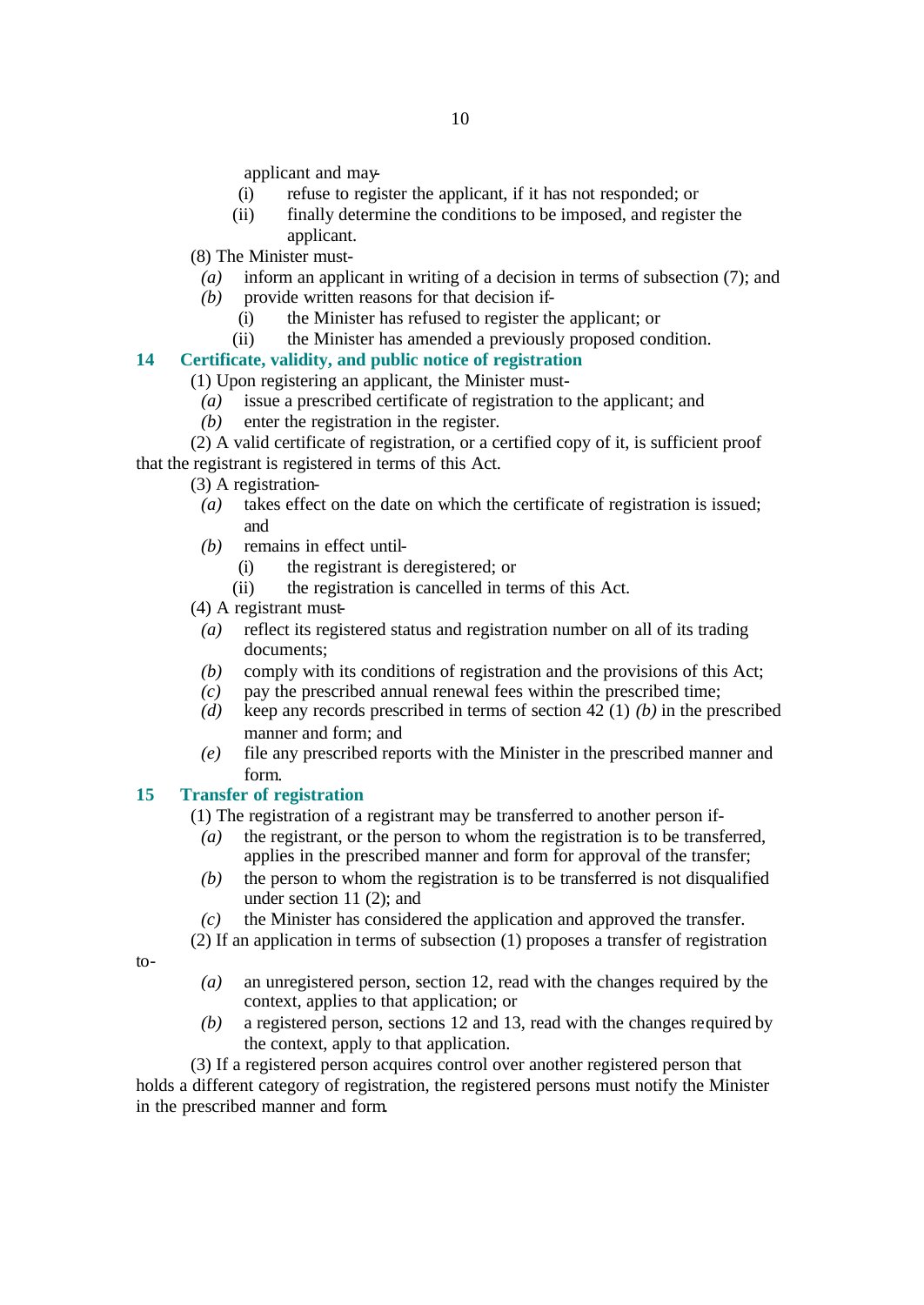applicant and may-

(i) refuse to register the applicant, if it has not responded; or

(ii) finally determine the conditions to be imposed, and register the applicant.

(8) The Minister must-

*(a)* inform an applicant in writing of a decision in terms of subsection (7); and

*(b)* provide written reasons for that decision if-

(i) the Minister has refused to register the applicant; or

(ii) the Minister has amended a previously proposed condition.

## 14 Certificate, validity, and public notice of registration

(1) Upon registering an applicant, the Minister must-

*(a)* issue a prescribed certificate of registration to the applicant; and

*(b)* enter the registration in the register.

(2) A valid certificate of registration, or a certified copy of it, is sufficient proof that the registrant is registered in terms of this Act.

(3) A registration-

*(a)* takes effect on the date on which the certificate of registration is issued; and

*(b)* remains in effect until-

(i) the registrant is deregistered; or

(ii) the registration is cancelled in terms of this Act.

(4) A registrant must-

*(a)* reflect its registered status and registration number on all of its trading documents;

*(b)* comply with its conditions of registration and the provisions of this Act;

*(c)* pay the prescribed annual renewal fees within the prescribed time;

*(d)* keep any records prescribed in terms of section 42 (1) *(b)* in the prescribed manner and form; and

*(e)* file any prescribed reports with the Minister in the prescribed manner and form.

## 15 Transfer of registration

(1) The registration of a registrant may be transferred to another person if-

*(a)* the registrant, or the person to whom the registration is to be transferred, applies in the prescribed manner and form for approval of the transfer;

*(b)* the person to whom the registration is to be transferred is not disqualified under section 11 (2); and

*(c)* the Minister has considered the application and approved the transfer.

(2) If an application in terms of subsection (1) proposes a transfer of registration to-

*(a)* an unregistered person, section 12, read with the changes required by the context, applies to that application; or

*(b)* a registered person, sections 12 and 13, read with the changes required by the context, apply to that application.

(3) If a registered person acquires control over another registered person that holds a different category of registration, the registered persons must notify the Minister in the prescribed manner and form.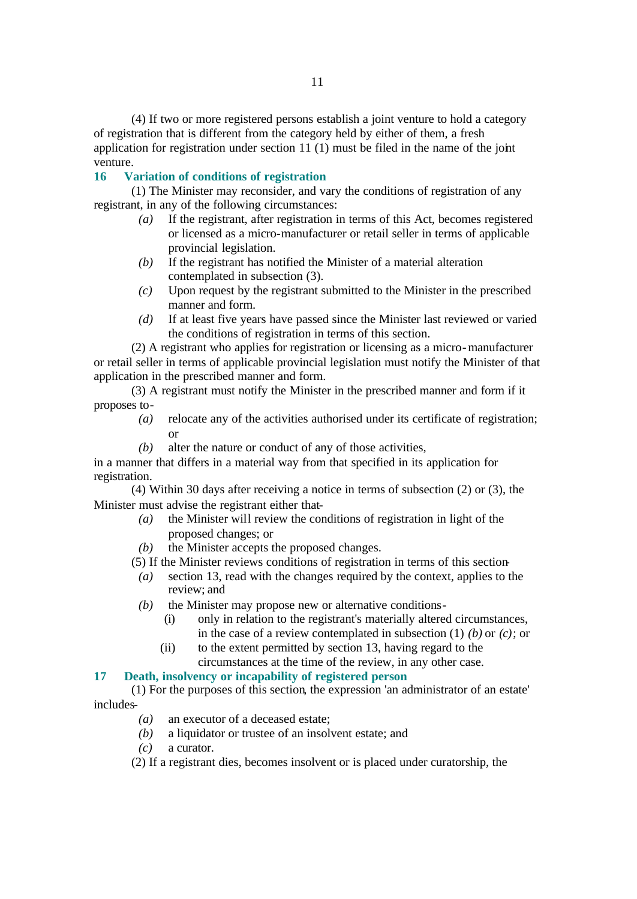(4) If two or more registered persons establish a joint venture to hold a category of registration that is different from the category held by either of them, a fresh application for registration under section 11 (1) must be filed in the name of the joint venture.

### 16 Variation of conditions of registration

(1) The Minister may reconsider, and vary the conditions of registration of any registrant, in any of the following circumstances:

*(a)* If the registrant, after registration in terms of this Act, becomes registered or licensed as a micro-manufacturer or retail seller in terms of applicable provincial legislation.

*(b)* If the registrant has notified the Minister of a material alteration contemplated in subsection (3).

*(c)* Upon request by the registrant submitted to the Minister in the prescribed manner and form.

*(d)* If at least five years have passed since the Minister last reviewed or varied the conditions of registration in terms of this section.

(2) A registrant who applies for registration or licensing as a micro-manufacturer or retail seller in terms of applicable provincial legislation must notify the Minister of that application in the prescribed manner and form.

(3) A registrant must notify the Minister in the prescribed manner and form if it proposes to-

*(a)* relocate any of the activities authorised under its certificate of registration; or

*(b)* alter the nature or conduct of any of those activities,

in a manner that differs in a material way from that specified in its application for registration.

(4) Within 30 days after receiving a notice in terms of subsection (2) or (3), the Minister must advise the registrant either that-

*(a)* the Minister will review the conditions of registration in light of the proposed changes; or

*(b)* the Minister accepts the proposed changes.

(5) If the Minister reviews conditions of registration in terms of this section-

*(a)* section 13, read with the changes required by the context, applies to the review; and

*(b)* the Minister may propose new or alternative conditions-

(i) only in relation to the registrant's materially altered circumstances, in the case of a review contemplated in subsection (1) *(b)* or *(c)*; or

(ii) to the extent permitted by section 13, having regard to the circumstances at the time of the review, in any other case.

### 17 Death, insolvency or incapability of registered person

(1) For the purposes of this section, the expression 'an administrator of an estate' includes-

*(a)* an executor of a deceased estate;

*(b)* a liquidator or trustee of an insolvent estate; and

*(c)* a curator.

(2) If a registrant dies, becomes insolvent or is placed under curatorship, the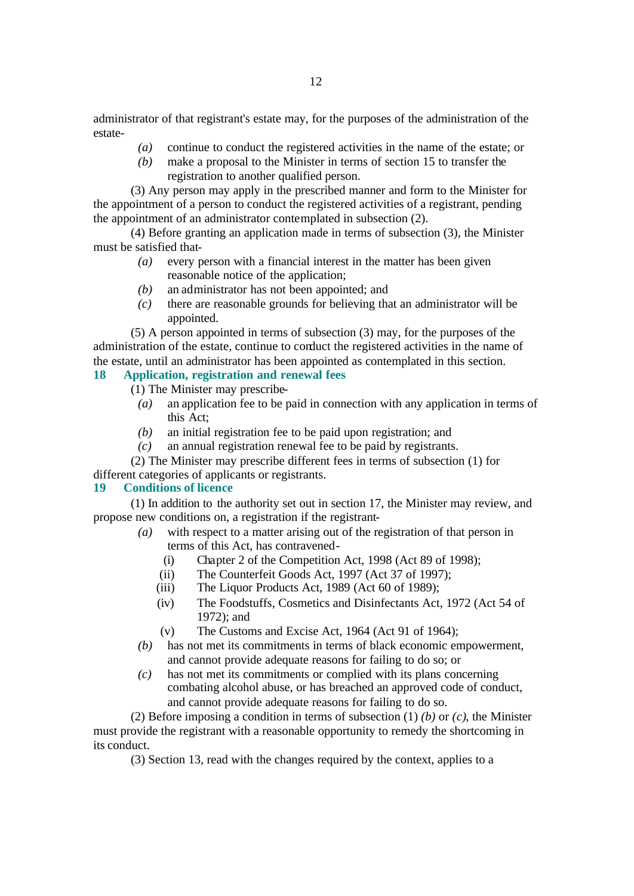administrator of that registrant's estate may, for the purposes of the administration of the estate-

*(a)* continue to conduct the registered activities in the name of the estate; or

*(b)* make a proposal to the Minister in terms of section 15 to transfer the registration to another qualified person.

(3) Any person may apply in the prescribed manner and form to the Minister for the appointment of a person to conduct the registered activities of a registrant, pending the appointment of an administrator contemplated in subsection (2).

(4) Before granting an application made in terms of subsection (3), the Minister must be satisfied that-

*(a)* every person with a financial interest in the matter has been given reasonable notice of the application;

*(b)* an administrator has not been appointed; and

*(c)* there are reasonable grounds for believing that an administrator will be appointed.

(5) A person appointed in terms of subsection (3) may, for the purposes of the administration of the estate, continue to conduct the registered activities in the name of the estate, until an administrator has been appointed as contemplated in this section.

## 18 Application, registration and renewal fees

(1) The Minister may prescribe-

*(a)* an application fee to be paid in connection with any application in terms of this Act;

*(b)* an initial registration fee to be paid upon registration; and

*(c)* an annual registration renewal fee to be paid by registrants.

(2) The Minister may prescribe different fees in terms of subsection (1) for different categories of applicants or registrants.

## 19 Conditions of licence

(1) In addition to the authority set out in section 17, the Minister may review, and propose new conditions on, a registration if the registrant-

*(a)* with respect to a matter arising out of the registration of that person in terms of this Act, has contravened-

(i) Chapter 2 of the Competition Act, 1998 (Act 89 of 1998);

(ii) The Counterfeit Goods Act, 1997 (Act 37 of 1997);

(iii) The Liquor Products Act, 1989 (Act 60 of 1989);

(iv) The Foodstuffs, Cosmetics and Disinfectants Act, 1972 (Act 54 of 1972); and

(v) The Customs and Excise Act, 1964 (Act 91 of 1964);

*(b)* has not met its commitments in terms of black economic empowerment, and cannot provide adequate reasons for failing to do so; or

*(c)* has not met its commitments or complied with its plans concerning combating alcohol abuse, or has breached an approved code of conduct, and cannot provide adequate reasons for failing to do so.

(2) Before imposing a condition in terms of subsection (1) *(b)* or *(c)*, the Minister must provide the registrant with a reasonable opportunity to remedy the shortcoming in its conduct.

(3) Section 13, read with the changes required by the context, applies to a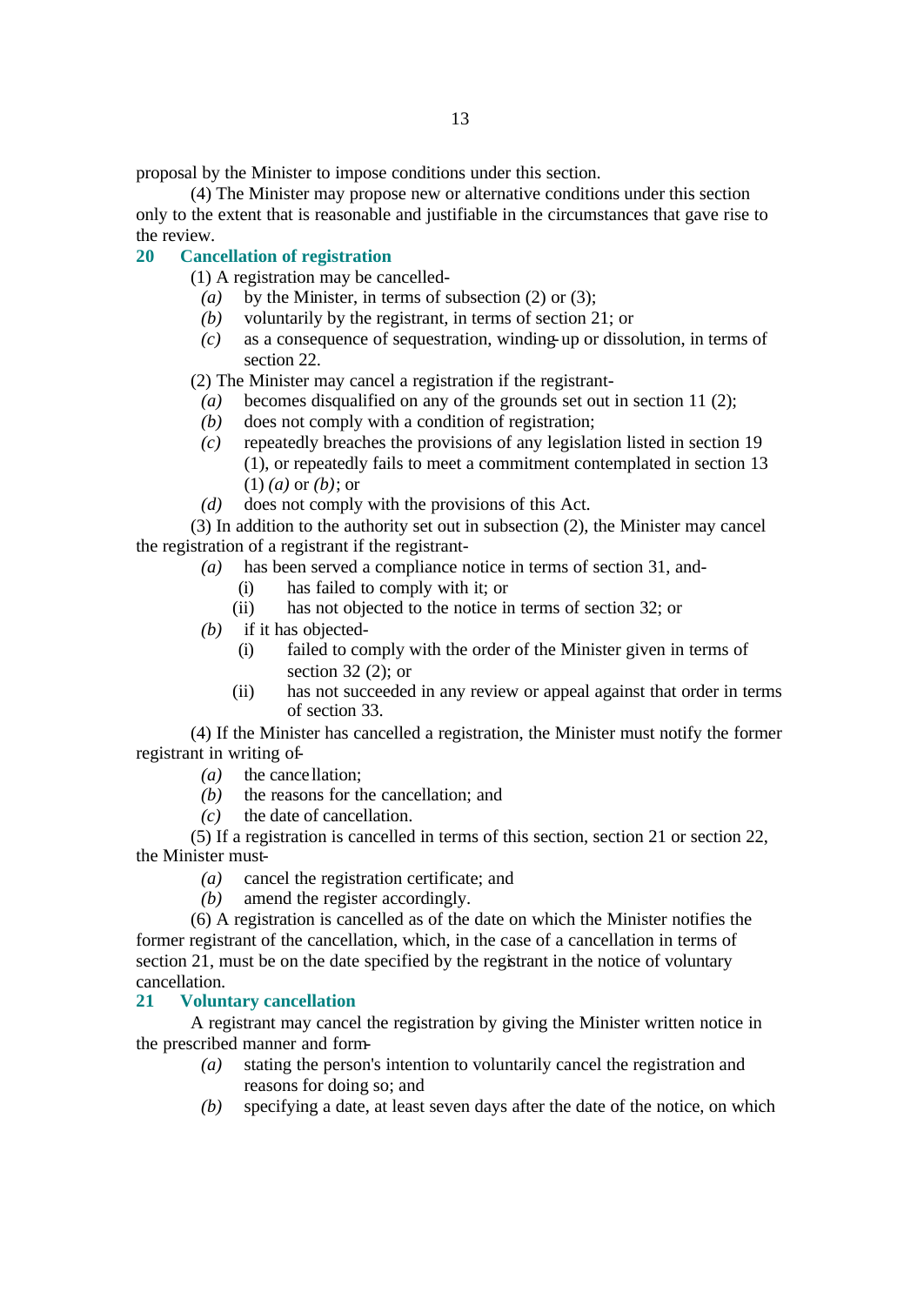proposal by the Minister to impose conditions under this section.

(4) The Minister may propose new or alternative conditions under this section only to the extent that is reasonable and justifiable in the circumstances that gave rise to the review.

### 20 Cancellation of registration

(1) A registration may be cancelled-

- *(a)* by the Minister, in terms of subsection (2) or (3);
- *(b)* voluntarily by the registrant, in terms of section 21; or
- *(c)* as a consequence of sequestration, winding-up or dissolution, in terms of section 22.

(2) The Minister may cancel a registration if the registrant-

- *(a)* becomes disqualified on any of the grounds set out in section 11 (2);
- *(b)* does not comply with a condition of registration;
- *(c)* repeatedly breaches the provisions of any legislation listed in section 19 (1), or repeatedly fails to meet a commitment contemplated in section 13 (1) *(a)* or *(b)*; or
- *(d)* does not comply with the provisions of this Act.

(3) In addition to the authority set out in subsection (2), the Minister may cancel the registration of a registrant if the registrant-

- *(a)* has been served a compliance notice in terms of section 31, and-
  - (i) has failed to comply with it; or
  - (ii) has not objected to the notice in terms of section 32; or
- *(b)* if it has objected-
  - (i) failed to comply with the order of the Minister given in terms of section 32 (2); or
  - (ii) has not succeeded in any review or appeal against that order in terms of section 33.

(4) If the Minister has cancelled a registration, the Minister must notify the former registrant in writing of-

- *(a)* the cancellation;
- *(b)* the reasons for the cancellation; and
- *(c)* the date of cancellation.

(5) If a registration is cancelled in terms of this section, section 21 or section 22, the Minister must-

- *(a)* cancel the registration certificate; and
- *(b)* amend the register accordingly.

(6) A registration is cancelled as of the date on which the Minister notifies the former registrant of the cancellation, which, in the case of a cancellation in terms of section 21, must be on the date specified by the registrant in the notice of voluntary cancellation.

### 21 Voluntary cancellation

A registrant may cancel the registration by giving the Minister written notice in the prescribed manner and form-

- *(a)* stating the person's intention to voluntarily cancel the registration and reasons for doing so; and
- *(b)* specifying a date, at least seven days after the date of the notice, on which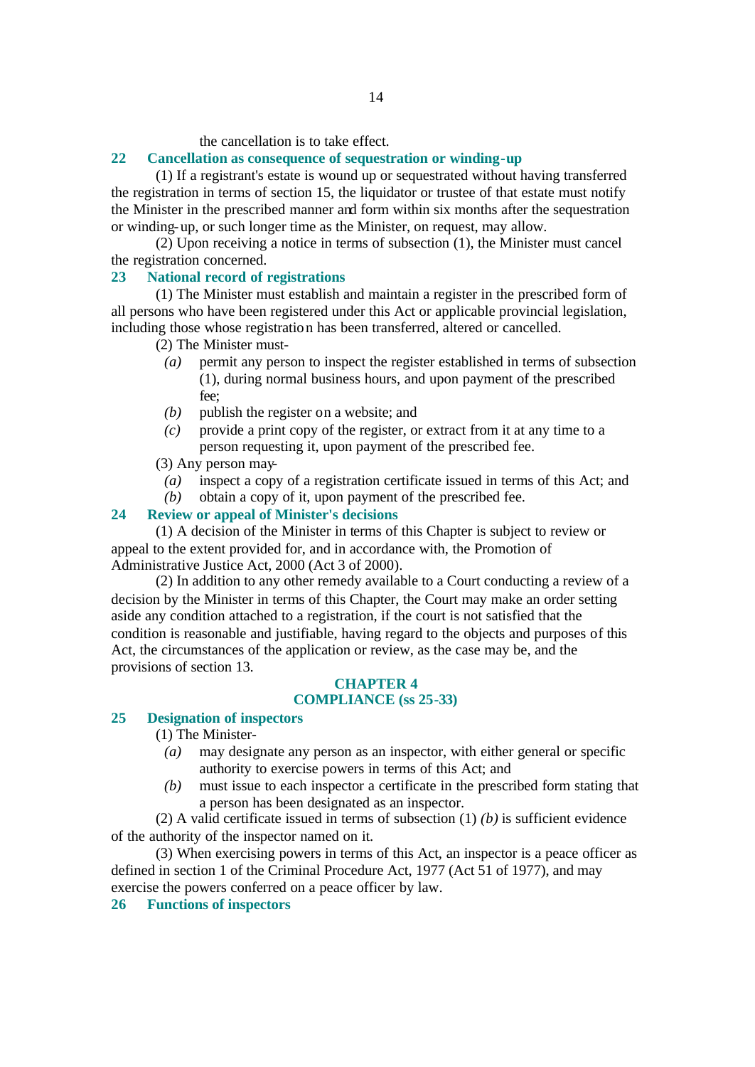the cancellation is to take effect.

### 22 Cancellation as consequence of sequestration or winding-up

(1) If a registrant's estate is wound up or sequestrated without having transferred the registration in terms of section 15, the liquidator or trustee of that estate must notify the Minister in the prescribed manner and form within six months after the sequestration or winding-up, or such longer time as the Minister, on request, may allow.

(2) Upon receiving a notice in terms of subsection (1), the Minister must cancel the registration concerned.

### 23 National record of registrations

(1) The Minister must establish and maintain a register in the prescribed form of all persons who have been registered under this Act or applicable provincial legislation, including those whose registration has been transferred, altered or cancelled.

(2) The Minister must-

*(a)* permit any person to inspect the register established in terms of subsection (1), during normal business hours, and upon payment of the prescribed fee;

*(b)* publish the register on a website; and

*(c)* provide a print copy of the register, or extract from it at any time to a person requesting it, upon payment of the prescribed fee.

(3) Any person may-

*(a)* inspect a copy of a registration certificate issued in terms of this Act; and

*(b)* obtain a copy of it, upon payment of the prescribed fee.

### 24 Review or appeal of Minister's decisions

(1) A decision of the Minister in terms of this Chapter is subject to review or appeal to the extent provided for, and in accordance with, the Promotion of Administrative Justice Act, 2000 (Act 3 of 2000).

(2) In addition to any other remedy available to a Court conducting a review of a decision by the Minister in terms of this Chapter, the Court may make an order setting aside any condition attached to a registration, if the court is not satisfied that the condition is reasonable and justifiable, having regard to the objects and purposes of this Act, the circumstances of the application or review, as the case may be, and the provisions of section 13.

## CHAPTER 4
## COMPLIANCE (ss 25-33)

### 25 Designation of inspectors

(1) The Minister-

*(a)* may designate any person as an inspector, with either general or specific authority to exercise powers in terms of this Act; and

*(b)* must issue to each inspector a certificate in the prescribed form stating that a person has been designated as an inspector.

(2) A valid certificate issued in terms of subsection (1) *(b)* is sufficient evidence of the authority of the inspector named on it.

(3) When exercising powers in terms of this Act, an inspector is a peace officer as defined in section 1 of the Criminal Procedure Act, 1977 (Act 51 of 1977), and may exercise the powers conferred on a peace officer by law.

### 26 Functions of inspectors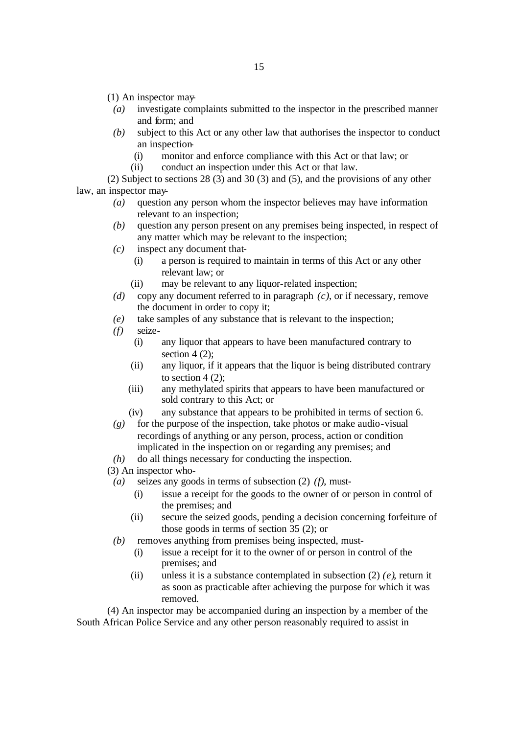(1) An inspector may-

*(a)* investigate complaints submitted to the inspector in the prescribed manner and form; and

*(b)* subject to this Act or any other law that authorises the inspector to conduct an inspection-

(i) monitor and enforce compliance with this Act or that law; or

(ii) conduct an inspection under this Act or that law.

(2) Subject to sections 28 (3) and 30 (3) and (5), and the provisions of any other law, an inspector may-

*(a)* question any person whom the inspector believes may have information relevant to an inspection;

*(b)* question any person present on any premises being inspected, in respect of any matter which may be relevant to the inspection;

*(c)* inspect any document that-

(i) a person is required to maintain in terms of this Act or any other relevant law; or

(ii) may be relevant to any liquor-related inspection;

*(d)* copy any document referred to in paragraph *(c)*, or if necessary, remove the document in order to copy it;

*(e)* take samples of any substance that is relevant to the inspection;

*(f)* seize-

(i) any liquor that appears to have been manufactured contrary to section 4 (2);

(ii) any liquor, if it appears that the liquor is being distributed contrary to section 4 (2);

(iii) any methylated spirits that appears to have been manufactured or sold contrary to this Act; or

(iv) any substance that appears to be prohibited in terms of section 6.

*(g)* for the purpose of the inspection, take photos or make audio-visual recordings of anything or any person, process, action or condition implicated in the inspection on or regarding any premises; and

*(h)* do all things necessary for conducting the inspection.

(3) An inspector who-

*(a)* seizes any goods in terms of subsection (2) *(f)*, must-

(i) issue a receipt for the goods to the owner of or person in control of the premises; and

(ii) secure the seized goods, pending a decision concerning forfeiture of those goods in terms of section 35 (2); or

*(b)* removes anything from premises being inspected, must-

(i) issue a receipt for it to the owner of or person in control of the premises; and

(ii) unless it is a substance contemplated in subsection (2) *(e)*, return it as soon as practicable after achieving the purpose for which it was removed.

(4) An inspector may be accompanied during an inspection by a member of the South African Police Service and any other person reasonably required to assist in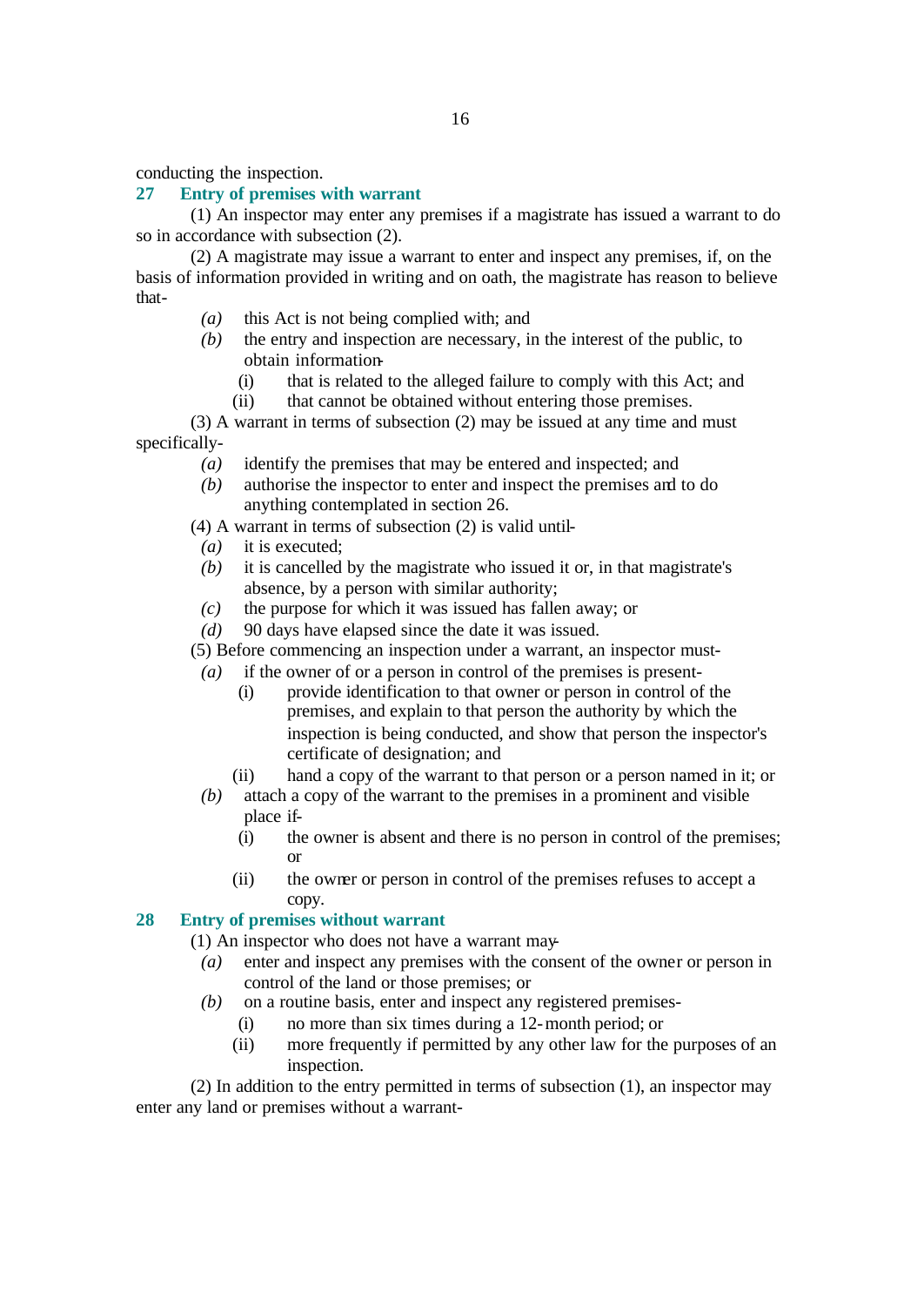conducting the inspection.

## 27 Entry of premises with warrant

(1) An inspector may enter any premises if a magistrate has issued a warrant to do so in accordance with subsection (2).

(2) A magistrate may issue a warrant to enter and inspect any premises, if, on the basis of information provided in writing and on oath, the magistrate has reason to believe that-

*(a)* this Act is not being complied with; and

*(b)* the entry and inspection are necessary, in the interest of the public, to obtain information-

(i) that is related to the alleged failure to comply with this Act; and

(ii) that cannot be obtained without entering those premises.

(3) A warrant in terms of subsection (2) may be issued at any time and must specifically-

*(a)* identify the premises that may be entered and inspected; and

*(b)* authorise the inspector to enter and inspect the premises and to do anything contemplated in section 26.

(4) A warrant in terms of subsection (2) is valid until-

*(a)* it is executed;

*(b)* it is cancelled by the magistrate who issued it or, in that magistrate's absence, by a person with similar authority;

*(c)* the purpose for which it was issued has fallen away; or

*(d)* 90 days have elapsed since the date it was issued.

(5) Before commencing an inspection under a warrant, an inspector must-

*(a)* if the owner of or a person in control of the premises is present-

(i) provide identification to that owner or person in control of the premises, and explain to that person the authority by which the inspection is being conducted, and show that person the inspector's certificate of designation; and

(ii) hand a copy of the warrant to that person or a person named in it; or

*(b)* attach a copy of the warrant to the premises in a prominent and visible place if-

(i) the owner is absent and there is no person in control of the premises; or

(ii) the owner or person in control of the premises refuses to accept a copy.

## 28 Entry of premises without warrant

(1) An inspector who does not have a warrant may-

*(a)* enter and inspect any premises with the consent of the owner or person in control of the land or those premises; or

*(b)* on a routine basis, enter and inspect any registered premises-

(i) no more than six times during a 12-month period; or

(ii) more frequently if permitted by any other law for the purposes of an inspection.

(2) In addition to the entry permitted in terms of subsection (1), an inspector may enter any land or premises without a warrant-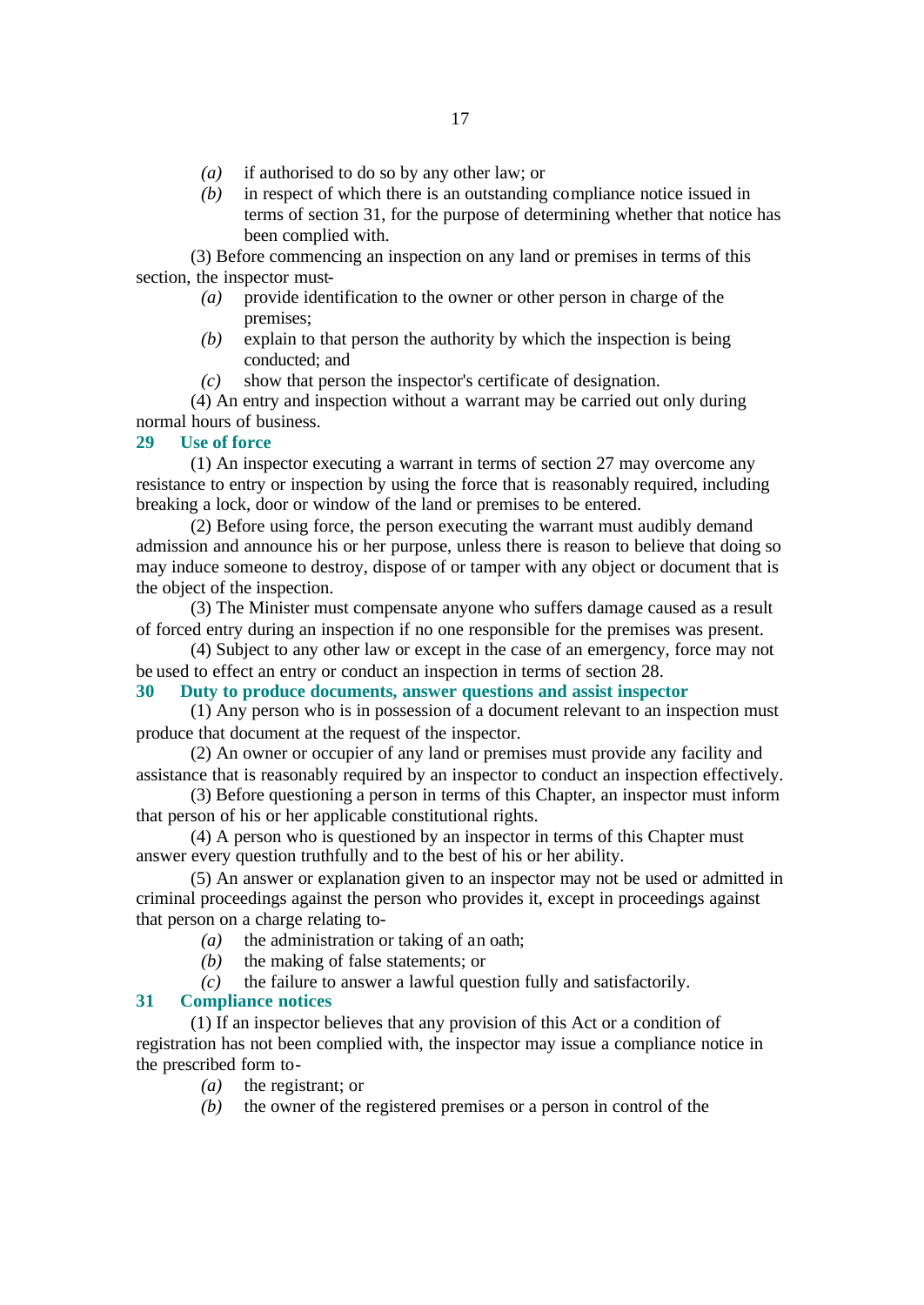*(a)* if authorised to do so by any other law; or

*(b)* in respect of which there is an outstanding compliance notice issued in terms of section 31, for the purpose of determining whether that notice has been complied with.

(3) Before commencing an inspection on any land or premises in terms of this section, the inspector must-

*(a)* provide identification to the owner or other person in charge of the premises;

*(b)* explain to that person the authority by which the inspection is being conducted; and

*(c)* show that person the inspector's certificate of designation.

(4) An entry and inspection without a warrant may be carried out only during normal hours of business.

**29 Use of force**

(1) An inspector executing a warrant in terms of section 27 may overcome any resistance to entry or inspection by using the force that is reasonably required, including breaking a lock, door or window of the land or premises to be entered.

(2) Before using force, the person executing the warrant must audibly demand admission and announce his or her purpose, unless there is reason to believe that doing so may induce someone to destroy, dispose of or tamper with any object or document that is the object of the inspection.

(3) The Minister must compensate anyone who suffers damage caused as a result of forced entry during an inspection if no one responsible for the premises was present.

(4) Subject to any other law or except in the case of an emergency, force may not be used to effect an entry or conduct an inspection in terms of section 28.

**30 Duty to produce documents, answer questions and assist inspector**

(1) Any person who is in possession of a document relevant to an inspection must produce that document at the request of the inspector.

(2) An owner or occupier of any land or premises must provide any facility and assistance that is reasonably required by an inspector to conduct an inspection effectively.

(3) Before questioning a person in terms of this Chapter, an inspector must inform that person of his or her applicable constitutional rights.

(4) A person who is questioned by an inspector in terms of this Chapter must answer every question truthfully and to the best of his or her ability.

(5) An answer or explanation given to an inspector may not be used or admitted in criminal proceedings against the person who provides it, except in proceedings against that person on a charge relating to-

*(a)* the administration or taking of an oath;

*(b)* the making of false statements; or

*(c)* the failure to answer a lawful question fully and satisfactorily.

**31 Compliance notices**

(1) If an inspector believes that any provision of this Act or a condition of registration has not been complied with, the inspector may issue a compliance notice in the prescribed form to-

*(a)* the registrant; or

*(b)* the owner of the registered premises or a person in control of the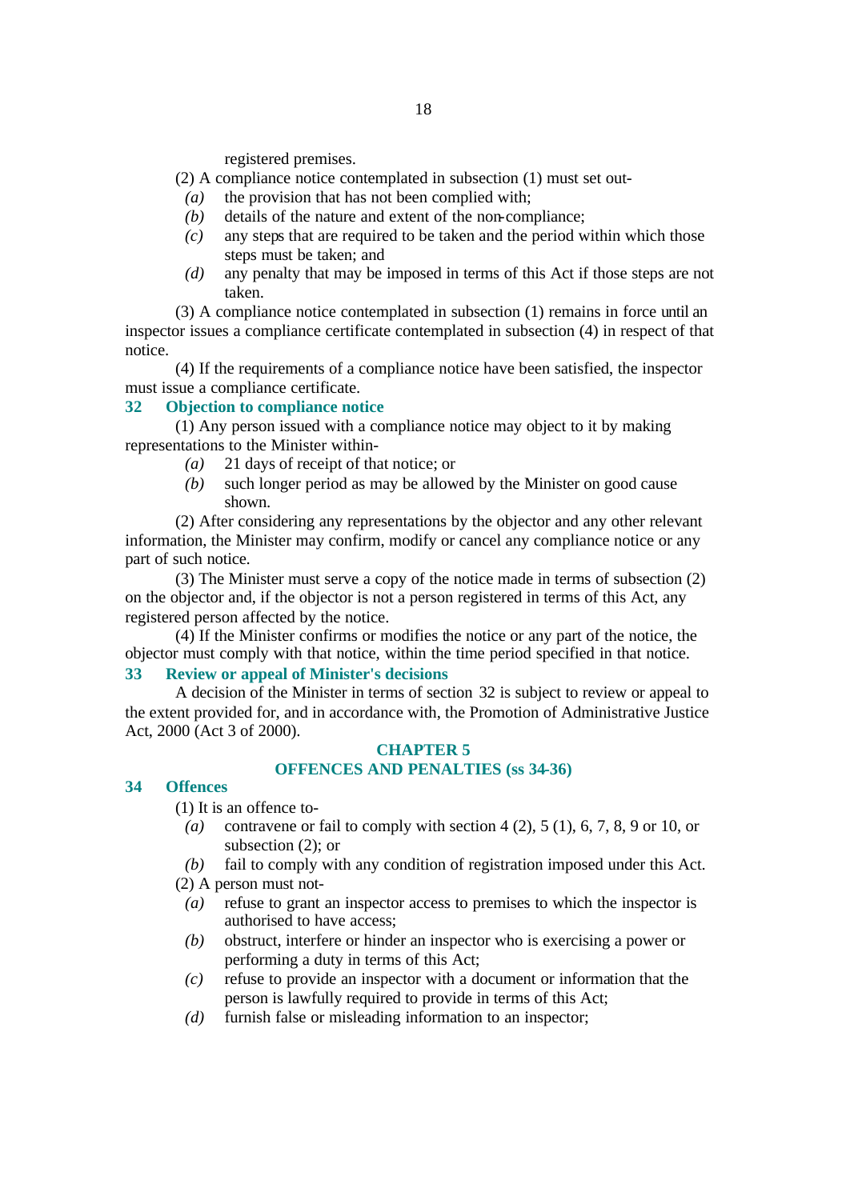registered premises.

(2) A compliance notice contemplated in subsection (1) must set out-

*(a)* the provision that has not been complied with;

*(b)* details of the nature and extent of the non-compliance;

*(c)* any steps that are required to be taken and the period within which those steps must be taken; and

*(d)* any penalty that may be imposed in terms of this Act if those steps are not taken.

(3) A compliance notice contemplated in subsection (1) remains in force until an inspector issues a compliance certificate contemplated in subsection (4) in respect of that notice.

(4) If the requirements of a compliance notice have been satisfied, the inspector must issue a compliance certificate.

### 32 Objection to compliance notice

(1) Any person issued with a compliance notice may object to it by making representations to the Minister within-

*(a)* 21 days of receipt of that notice; or

*(b)* such longer period as may be allowed by the Minister on good cause shown.

(2) After considering any representations by the objector and any other relevant information, the Minister may confirm, modify or cancel any compliance notice or any part of such notice.

(3) The Minister must serve a copy of the notice made in terms of subsection (2) on the objector and, if the objector is not a person registered in terms of this Act, any registered person affected by the notice.

(4) If the Minister confirms or modifies the notice or any part of the notice, the objector must comply with that notice, within the time period specified in that notice.

### 33 Review or appeal of Minister's decisions

A decision of the Minister in terms of section 32 is subject to review or appeal to the extent provided for, and in accordance with, the Promotion of Administrative Justice Act, 2000 (Act 3 of 2000).

## CHAPTER 5
## OFFENCES AND PENALTIES (ss 34-36)

### 34 Offences

(1) It is an offence to-

*(a)* contravene or fail to comply with section 4 (2), 5 (1), 6, 7, 8, 9 or 10, or subsection (2); or

*(b)* fail to comply with any condition of registration imposed under this Act.

(2) A person must not-

*(a)* refuse to grant an inspector access to premises to which the inspector is authorised to have access;

*(b)* obstruct, interfere or hinder an inspector who is exercising a power or performing a duty in terms of this Act;

*(c)* refuse to provide an inspector with a document or information that the person is lawfully required to provide in terms of this Act;

*(d)* furnish false or misleading information to an inspector;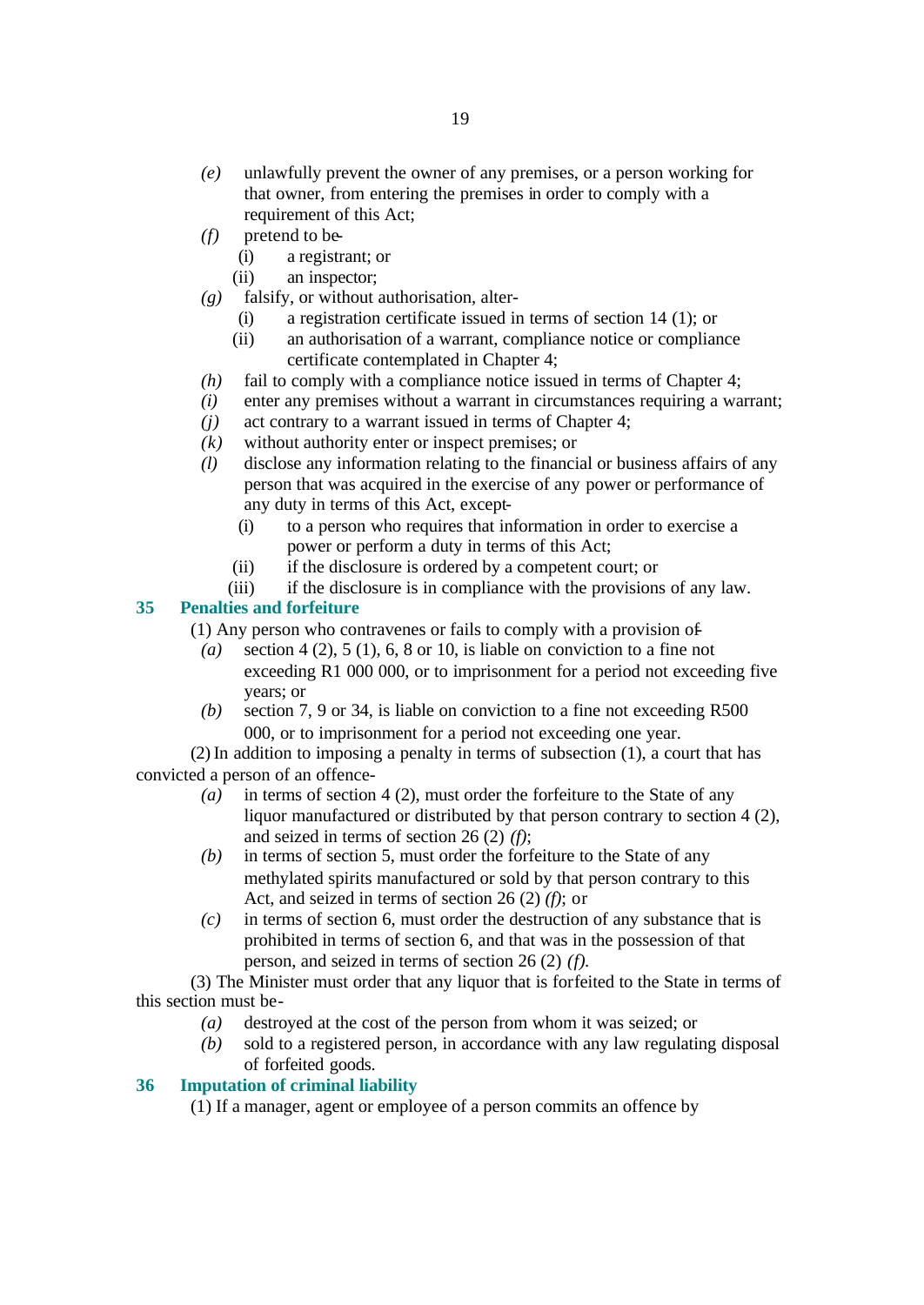*(e)* unlawfully prevent the owner of any premises, or a person working for that owner, from entering the premises in order to comply with a requirement of this Act;

*(f)* pretend to be-

(i) a registrant; or

(ii) an inspector;

*(g)* falsify, or without authorisation, alter-

(i) a registration certificate issued in terms of section 14 (1); or

(ii) an authorisation of a warrant, compliance notice or compliance certificate contemplated in Chapter 4;

*(h)* fail to comply with a compliance notice issued in terms of Chapter 4;

*(i)* enter any premises without a warrant in circumstances requiring a warrant;

*(j)* act contrary to a warrant issued in terms of Chapter 4;

*(k)* without authority enter or inspect premises; or

*(l)* disclose any information relating to the financial or business affairs of any person that was acquired in the exercise of any power or performance of any duty in terms of this Act, except-

(i) to a person who requires that information in order to exercise a power or perform a duty in terms of this Act;

(ii) if the disclosure is ordered by a competent court; or

(iii) if the disclosure is in compliance with the provisions of any law.

## 35 Penalties and forfeiture

(1) Any person who contravenes or fails to comply with a provision of-

*(a)* section 4 (2), 5 (1), 6, 8 or 10, is liable on conviction to a fine not exceeding R1 000 000, or to imprisonment for a period not exceeding five years; or

*(b)* section 7, 9 or 34, is liable on conviction to a fine not exceeding R500 000, or to imprisonment for a period not exceeding one year.

(2) In addition to imposing a penalty in terms of subsection (1), a court that has convicted a person of an offence-

*(a)* in terms of section 4 (2), must order the forfeiture to the State of any liquor manufactured or distributed by that person contrary to section 4 (2), and seized in terms of section 26 (2) *(f)*;

*(b)* in terms of section 5, must order the forfeiture to the State of any methylated spirits manufactured or sold by that person contrary to this Act, and seized in terms of section 26 (2) *(f)*; or

*(c)* in terms of section 6, must order the destruction of any substance that is prohibited in terms of section 6, and that was in the possession of that person, and seized in terms of section 26 (2) *(f)*.

(3) The Minister must order that any liquor that is forfeited to the State in terms of this section must be-

*(a)* destroyed at the cost of the person from whom it was seized; or

*(b)* sold to a registered person, in accordance with any law regulating disposal of forfeited goods.

## 36 Imputation of criminal liability

(1) If a manager, agent or employee of a person commits an offence by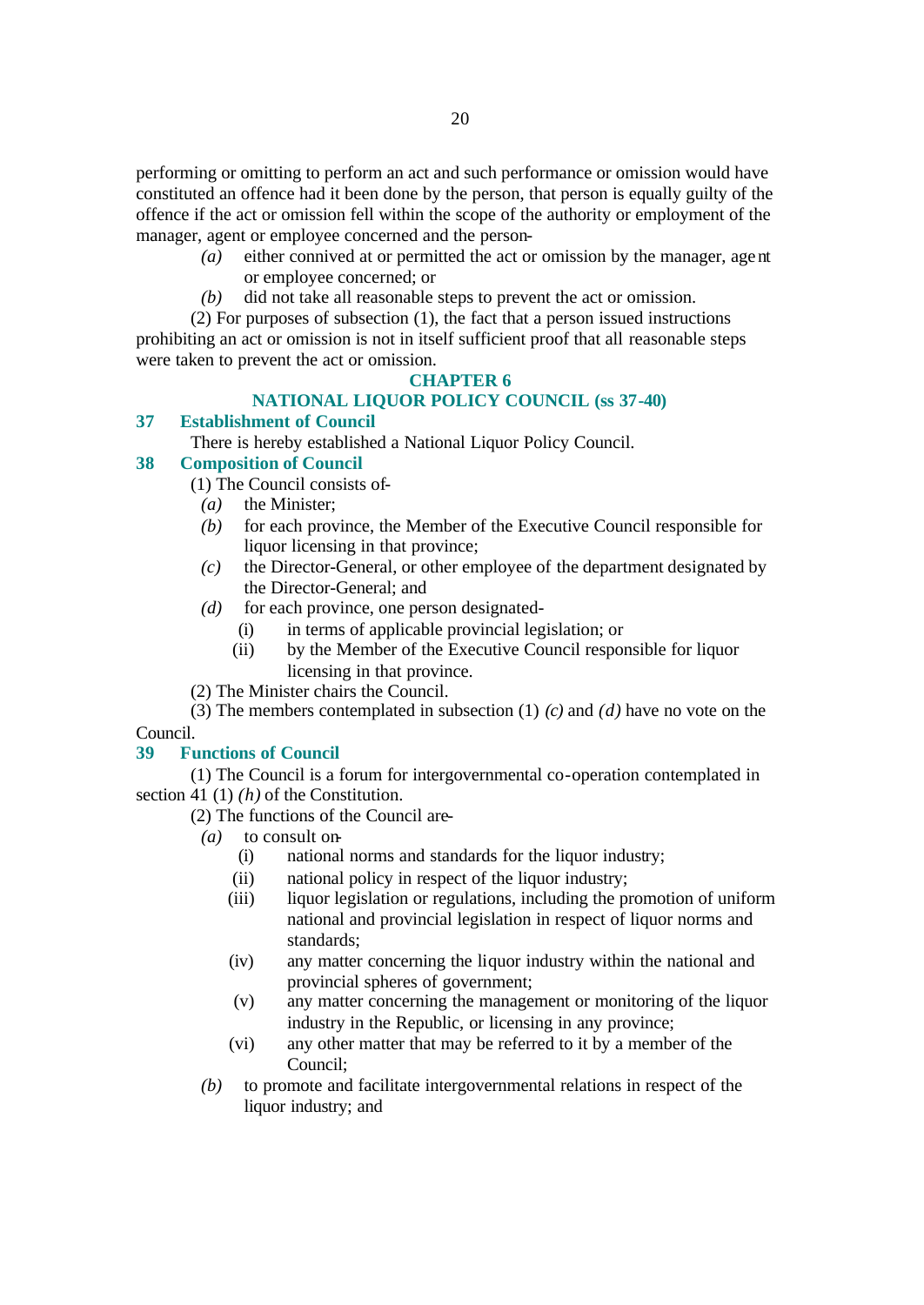performing or omitting to perform an act and such performance or omission would have constituted an offence had it been done by the person, that person is equally guilty of the offence if the act or omission fell within the scope of the authority or employment of the manager, agent or employee concerned and the person-

*(a)* either connived at or permitted the act or omission by the manager, agent or employee concerned; or

*(b)* did not take all reasonable steps to prevent the act or omission.

(2) For purposes of subsection (1), the fact that a person issued instructions prohibiting an act or omission is not in itself sufficient proof that all reasonable steps were taken to prevent the act or omission.

## CHAPTER 6

## NATIONAL LIQUOR POLICY COUNCIL (ss 37-40)

### 37 Establishment of Council

There is hereby established a National Liquor Policy Council.

### 38 Composition of Council

(1) The Council consists of-

*(a)* the Minister;

*(b)* for each province, the Member of the Executive Council responsible for liquor licensing in that province;

*(c)* the Director-General, or other employee of the department designated by the Director-General; and

*(d)* for each province, one person designated-

(i) in terms of applicable provincial legislation; or

(ii) by the Member of the Executive Council responsible for liquor licensing in that province.

(2) The Minister chairs the Council.

(3) The members contemplated in subsection (1) *(c)* and *(d)* have no vote on the Council.

### 39 Functions of Council

(1) The Council is a forum for intergovernmental co-operation contemplated in section 41 (1) *(h)* of the Constitution.

(2) The functions of the Council are-

*(a)* to consult on-

(i) national norms and standards for the liquor industry;

(ii) national policy in respect of the liquor industry;

(iii) liquor legislation or regulations, including the promotion of uniform national and provincial legislation in respect of liquor norms and standards;

(iv) any matter concerning the liquor industry within the national and provincial spheres of government;

(v) any matter concerning the management or monitoring of the liquor industry in the Republic, or licensing in any province;

(vi) any other matter that may be referred to it by a member of the Council;

*(b)* to promote and facilitate intergovernmental relations in respect of the liquor industry; and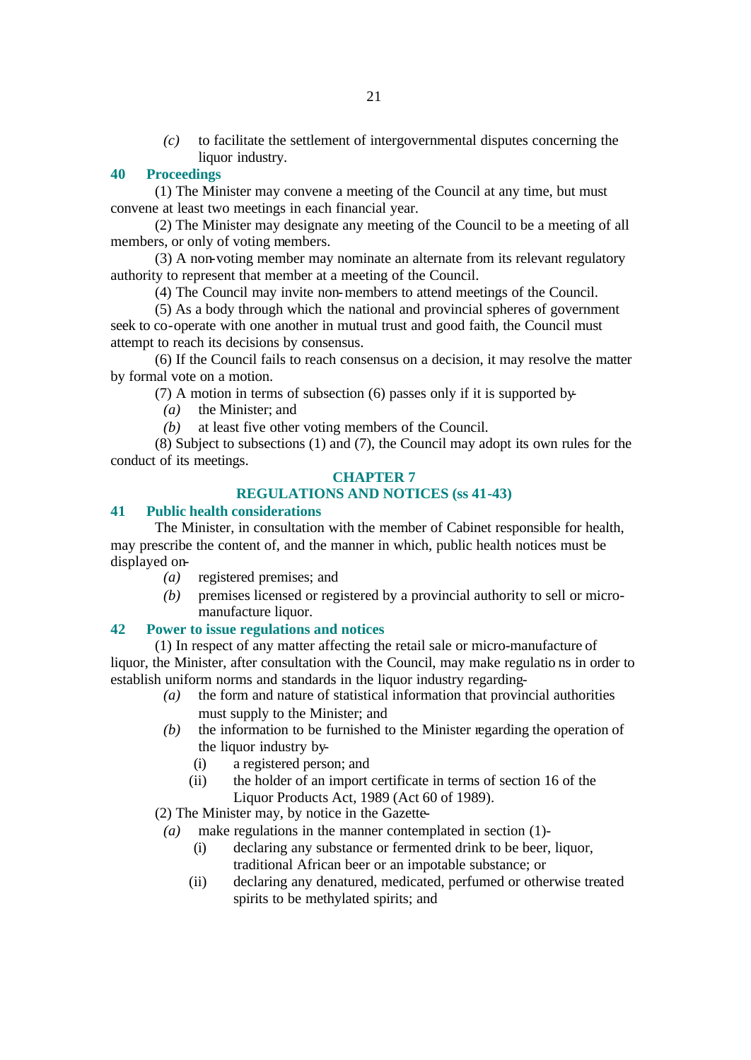*(c)* to facilitate the settlement of intergovernmental disputes concerning the liquor industry.

### 40 Proceedings

(1) The Minister may convene a meeting of the Council at any time, but must convene at least two meetings in each financial year.

(2) The Minister may designate any meeting of the Council to be a meeting of all members, or only of voting members.

(3) A non-voting member may nominate an alternate from its relevant regulatory authority to represent that member at a meeting of the Council.

(4) The Council may invite non-members to attend meetings of the Council.

(5) As a body through which the national and provincial spheres of government seek to co-operate with one another in mutual trust and good faith, the Council must attempt to reach its decisions by consensus.

(6) If the Council fails to reach consensus on a decision, it may resolve the matter by formal vote on a motion.

(7) A motion in terms of subsection (6) passes only if it is supported by-

*(a)* the Minister; and

*(b)* at least five other voting members of the Council.

(8) Subject to subsections (1) and (7), the Council may adopt its own rules for the conduct of its meetings.

## CHAPTER 7
## REGULATIONS AND NOTICES (ss 41-43)

### 41 Public health considerations

The Minister, in consultation with the member of Cabinet responsible for health, may prescribe the content of, and the manner in which, public health notices must be displayed on-

*(a)* registered premises; and

*(b)* premises licensed or registered by a provincial authority to sell or micro-manufacture liquor.

### 42 Power to issue regulations and notices

(1) In respect of any matter affecting the retail sale or micro-manufacture of liquor, the Minister, after consultation with the Council, may make regulations in order to establish uniform norms and standards in the liquor industry regarding-

*(a)* the form and nature of statistical information that provincial authorities must supply to the Minister; and

*(b)* the information to be furnished to the Minister regarding the operation of the liquor industry by-

(i) a registered person; and

(ii) the holder of an import certificate in terms of section 16 of the Liquor Products Act, 1989 (Act 60 of 1989).

(2) The Minister may, by notice in the Gazette-

*(a)* make regulations in the manner contemplated in section (1)-

(i) declaring any substance or fermented drink to be beer, liquor, traditional African beer or an impotable substance; or

(ii) declaring any denatured, medicated, perfumed or otherwise treated spirits to be methylated spirits; and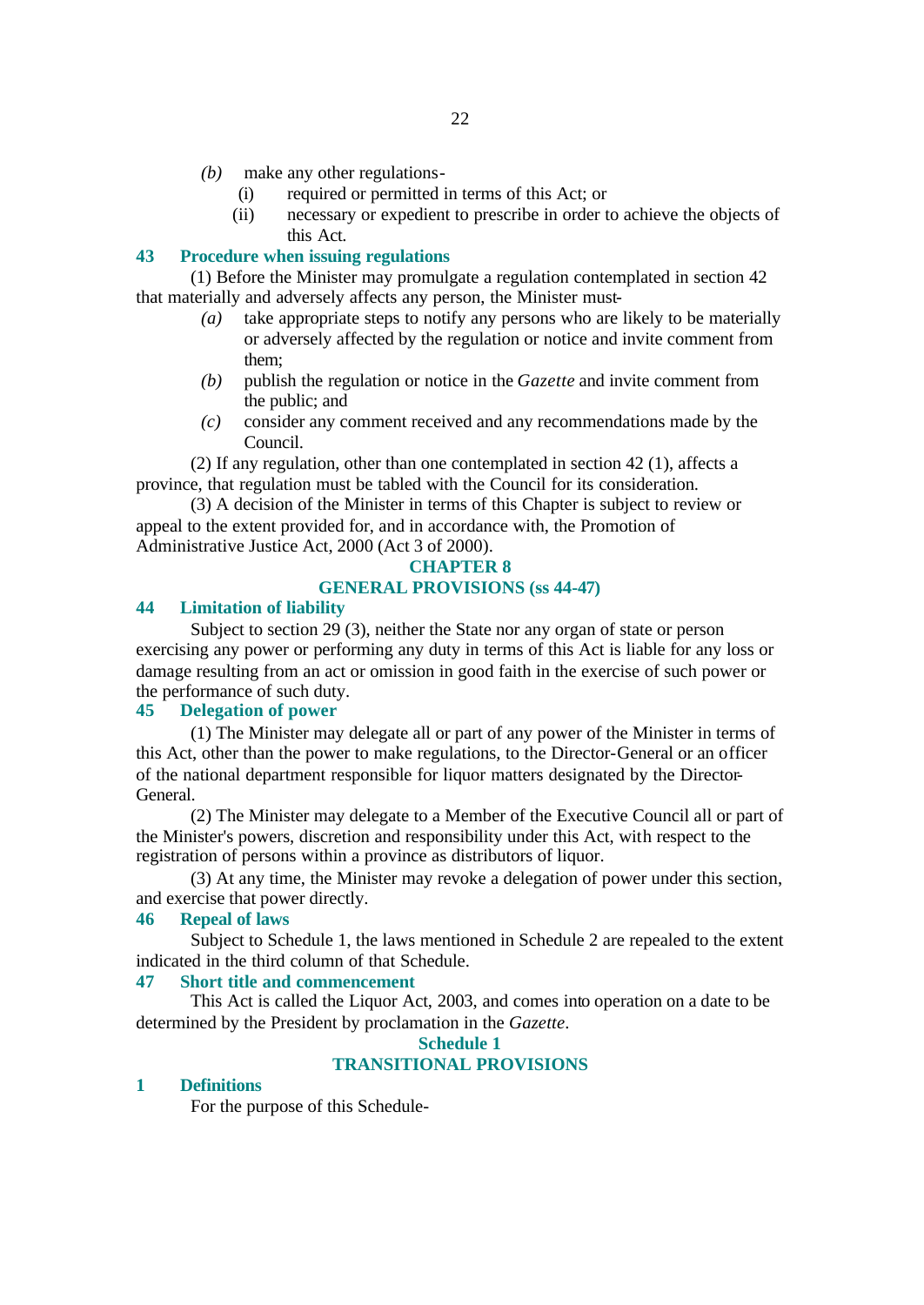*(b)* make any other regulations-

(i) required or permitted in terms of this Act; or

(ii) necessary or expedient to prescribe in order to achieve the objects of this Act.

### 43 Procedure when issuing regulations

(1) Before the Minister may promulgate a regulation contemplated in section 42 that materially and adversely affects any person, the Minister must-

*(a)* take appropriate steps to notify any persons who are likely to be materially or adversely affected by the regulation or notice and invite comment from them;

*(b)* publish the regulation or notice in the *Gazette* and invite comment from the public; and

*(c)* consider any comment received and any recommendations made by the Council.

(2) If any regulation, other than one contemplated in section 42 (1), affects a province, that regulation must be tabled with the Council for its consideration.

(3) A decision of the Minister in terms of this Chapter is subject to review or appeal to the extent provided for, and in accordance with, the Promotion of Administrative Justice Act, 2000 (Act 3 of 2000).

## CHAPTER 8
## GENERAL PROVISIONS (ss 44-47)

### 44 Limitation of liability

Subject to section 29 (3), neither the State nor any organ of state or person exercising any power or performing any duty in terms of this Act is liable for any loss or damage resulting from an act or omission in good faith in the exercise of such power or the performance of such duty.

### 45 Delegation of power

(1) The Minister may delegate all or part of any power of the Minister in terms of this Act, other than the power to make regulations, to the Director-General or an officer of the national department responsible for liquor matters designated by the Director-General.

(2) The Minister may delegate to a Member of the Executive Council all or part of the Minister's powers, discretion and responsibility under this Act, with respect to the registration of persons within a province as distributors of liquor.

(3) At any time, the Minister may revoke a delegation of power under this section, and exercise that power directly.

### 46 Repeal of laws

Subject to Schedule 1, the laws mentioned in Schedule 2 are repealed to the extent indicated in the third column of that Schedule.

### 47 Short title and commencement

This Act is called the Liquor Act, 2003, and comes into operation on a date to be determined by the President by proclamation in the *Gazette*.

## Schedule 1
## TRANSITIONAL PROVISIONS

### 1 Definitions

For the purpose of this Schedule-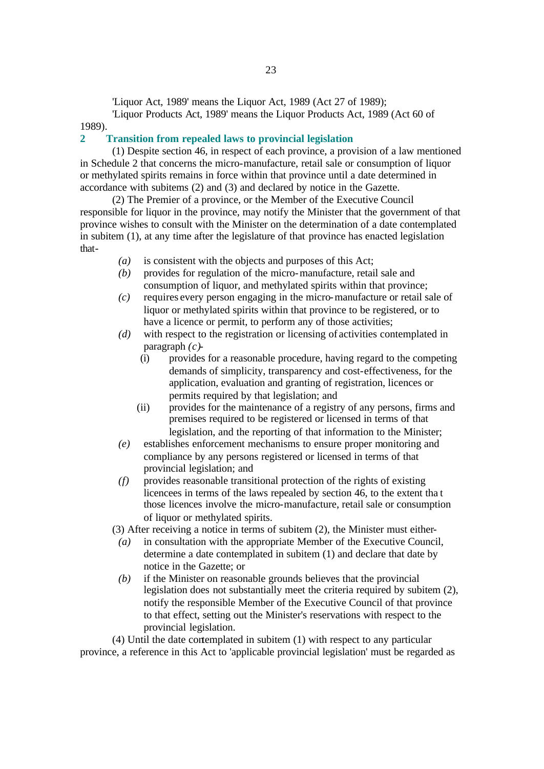'Liquor Act, 1989' means the Liquor Act, 1989 (Act 27 of 1989);

'Liquor Products Act, 1989' means the Liquor Products Act, 1989 (Act 60 of 1989).

## 2 Transition from repealed laws to provincial legislation

(1) Despite section 46, in respect of each province, a provision of a law mentioned in Schedule 2 that concerns the micro-manufacture, retail sale or consumption of liquor or methylated spirits remains in force within that province until a date determined in accordance with subitems (2) and (3) and declared by notice in the Gazette.

(2) The Premier of a province, or the Member of the Executive Council responsible for liquor in the province, may notify the Minister that the government of that province wishes to consult with the Minister on the determination of a date contemplated in subitem (1), at any time after the legislature of that province has enacted legislation that-

- *(a)* is consistent with the objects and purposes of this Act;
- *(b)* provides for regulation of the micro-manufacture, retail sale and consumption of liquor, and methylated spirits within that province;
- *(c)* requires every person engaging in the micro-manufacture or retail sale of liquor or methylated spirits within that province to be registered, or to have a licence or permit, to perform any of those activities;
- *(d)* with respect to the registration or licensing of activities contemplated in paragraph *(c)*-
  - (i) provides for a reasonable procedure, having regard to the competing demands of simplicity, transparency and cost-effectiveness, for the application, evaluation and granting of registration, licences or permits required by that legislation; and
  - (ii) provides for the maintenance of a registry of any persons, firms and premises required to be registered or licensed in terms of that legislation, and the reporting of that information to the Minister;
- *(e)* establishes enforcement mechanisms to ensure proper monitoring and compliance by any persons registered or licensed in terms of that provincial legislation; and
- *(f)* provides reasonable transitional protection of the rights of existing licencees in terms of the laws repealed by section 46, to the extent that those licences involve the micro-manufacture, retail sale or consumption of liquor or methylated spirits.

(3) After receiving a notice in terms of subitem (2), the Minister must either-

- *(a)* in consultation with the appropriate Member of the Executive Council, determine a date contemplated in subitem (1) and declare that date by notice in the Gazette; or
- *(b)* if the Minister on reasonable grounds believes that the provincial legislation does not substantially meet the criteria required by subitem (2), notify the responsible Member of the Executive Council of that province to that effect, setting out the Minister's reservations with respect to the provincial legislation.

(4) Until the date contemplated in subitem (1) with respect to any particular province, a reference in this Act to 'applicable provincial legislation' must be regarded as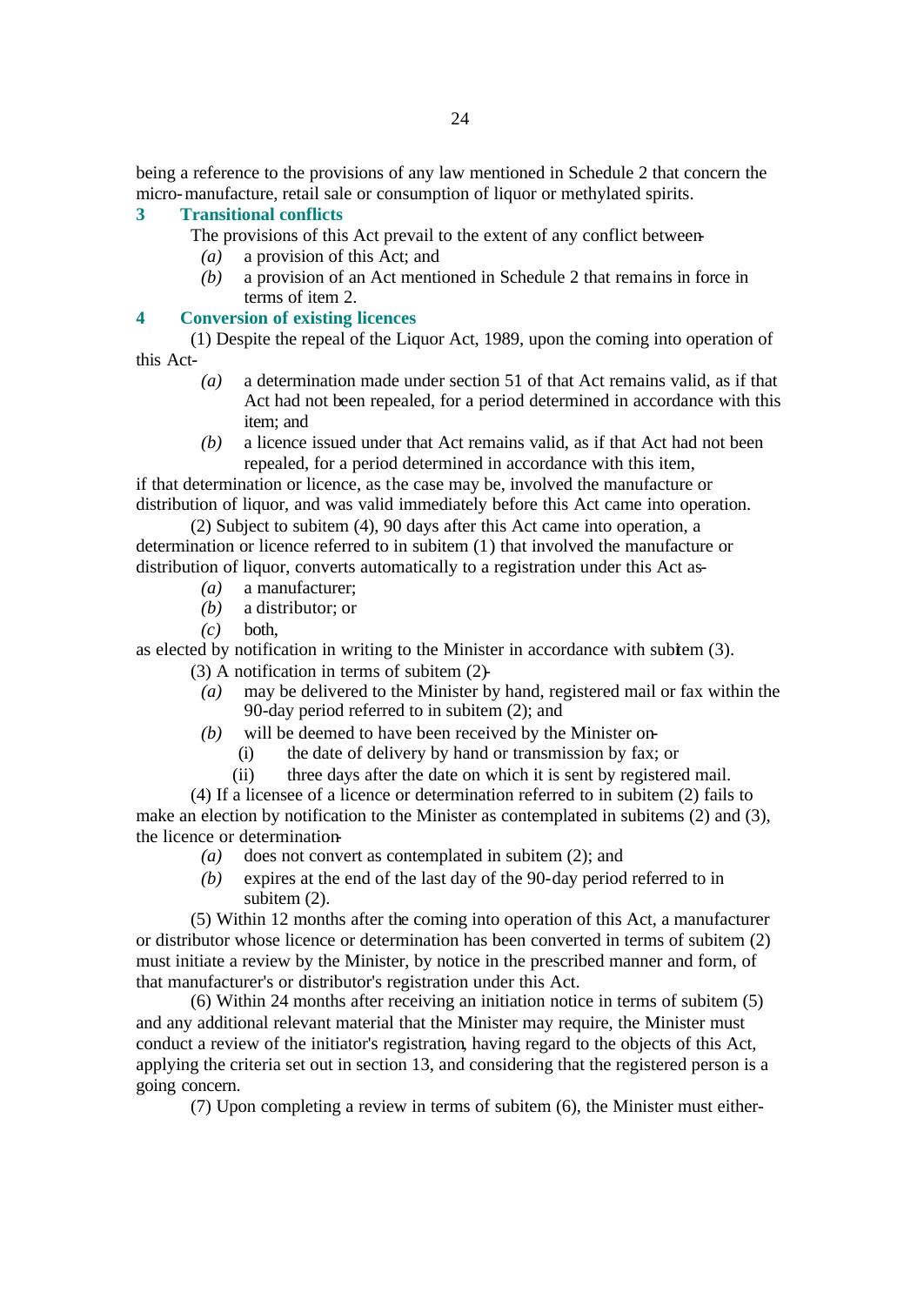being a reference to the provisions of any law mentioned in Schedule 2 that concern the micro-manufacture, retail sale or consumption of liquor or methylated spirits.

### 3 Transitional conflicts

The provisions of this Act prevail to the extent of any conflict between-

*(a)* a provision of this Act; and

*(b)* a provision of an Act mentioned in Schedule 2 that remains in force in terms of item 2.

### 4 Conversion of existing licences

(1) Despite the repeal of the Liquor Act, 1989, upon the coming into operation of this Act-

*(a)* a determination made under section 51 of that Act remains valid, as if that Act had not been repealed, for a period determined in accordance with this item; and

*(b)* a licence issued under that Act remains valid, as if that Act had not been repealed, for a period determined in accordance with this item,

if that determination or licence, as the case may be, involved the manufacture or distribution of liquor, and was valid immediately before this Act came into operation.

(2) Subject to subitem (4), 90 days after this Act came into operation, a determination or licence referred to in subitem (1) that involved the manufacture or distribution of liquor, converts automatically to a registration under this Act as-

*(a)* a manufacturer;

*(b)* a distributor; or

*(c)* both,

as elected by notification in writing to the Minister in accordance with subitem (3).

(3) A notification in terms of subitem (2)-

*(a)* may be delivered to the Minister by hand, registered mail or fax within the 90-day period referred to in subitem (2); and

*(b)* will be deemed to have been received by the Minister on-

(i) the date of delivery by hand or transmission by fax; or

(ii) three days after the date on which it is sent by registered mail.

(4) If a licensee of a licence or determination referred to in subitem (2) fails to make an election by notification to the Minister as contemplated in subitems (2) and (3), the licence or determination-

*(a)* does not convert as contemplated in subitem (2); and

*(b)* expires at the end of the last day of the 90-day period referred to in subitem (2).

(5) Within 12 months after the coming into operation of this Act, a manufacturer or distributor whose licence or determination has been converted in terms of subitem (2) must initiate a review by the Minister, by notice in the prescribed manner and form, of that manufacturer's or distributor's registration under this Act.

(6) Within 24 months after receiving an initiation notice in terms of subitem (5) and any additional relevant material that the Minister may require, the Minister must conduct a review of the initiator's registration, having regard to the objects of this Act, applying the criteria set out in section 13, and considering that the registered person is a going concern.

(7) Upon completing a review in terms of subitem (6), the Minister must either-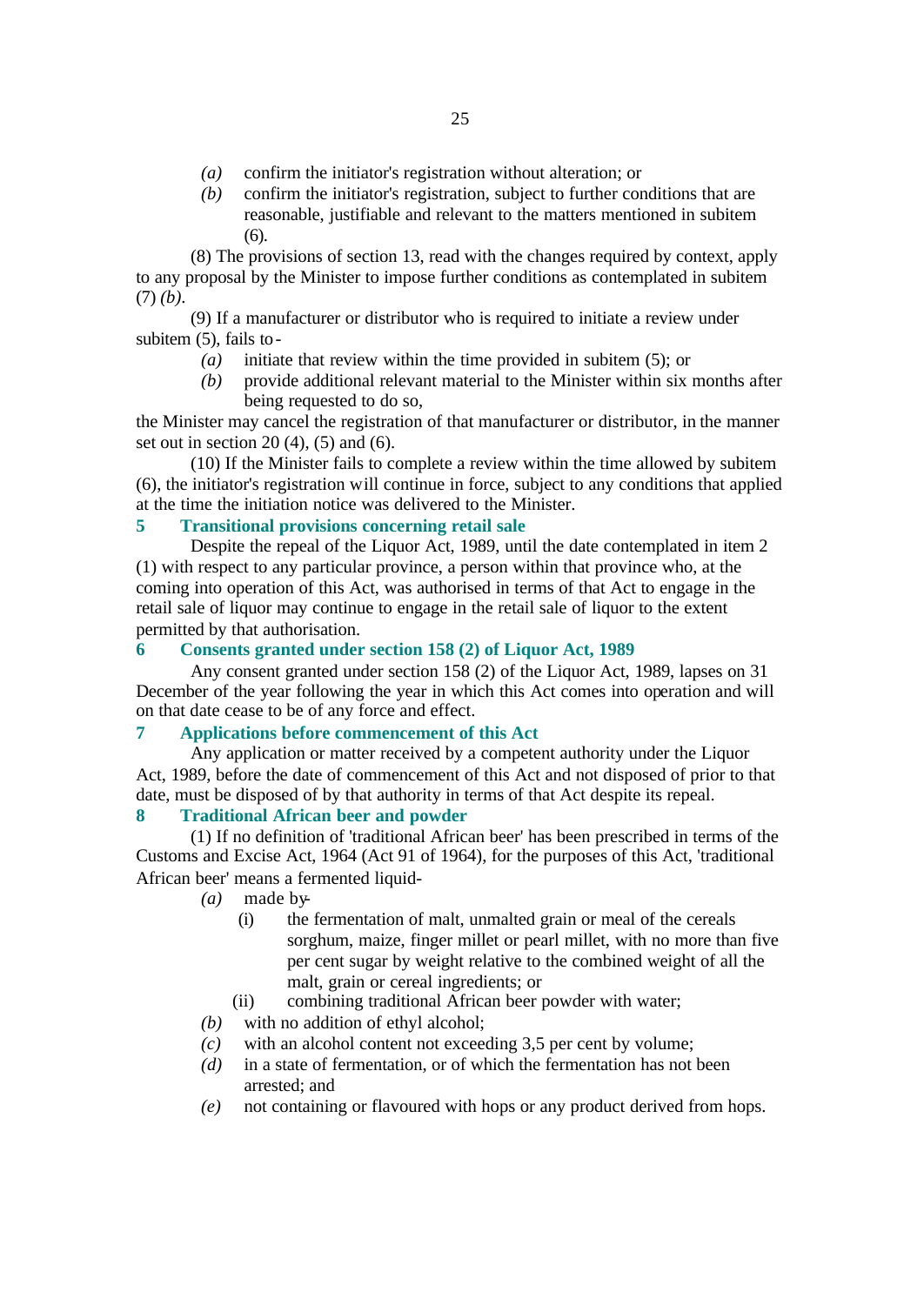*(a)* confirm the initiator's registration without alteration; or

*(b)* confirm the initiator's registration, subject to further conditions that are reasonable, justifiable and relevant to the matters mentioned in subitem (6).

(8) The provisions of section 13, read with the changes required by context, apply to any proposal by the Minister to impose further conditions as contemplated in subitem (7) *(b)*.

(9) If a manufacturer or distributor who is required to initiate a review under subitem (5), fails to -

*(a)* initiate that review within the time provided in subitem (5); or

*(b)* provide additional relevant material to the Minister within six months after being requested to do so,

the Minister may cancel the registration of that manufacturer or distributor, in the manner set out in section 20 (4), (5) and (6).

(10) If the Minister fails to complete a review within the time allowed by subitem (6), the initiator's registration will continue in force, subject to any conditions that applied at the time the initiation notice was delivered to the Minister.

### 5 Transitional provisions concerning retail sale

Despite the repeal of the Liquor Act, 1989, until the date contemplated in item 2 (1) with respect to any particular province, a person within that province who, at the coming into operation of this Act, was authorised in terms of that Act to engage in the retail sale of liquor may continue to engage in the retail sale of liquor to the extent permitted by that authorisation.

### 6 Consents granted under section 158 (2) of Liquor Act, 1989

Any consent granted under section 158 (2) of the Liquor Act, 1989, lapses on 31 December of the year following the year in which this Act comes into operation and will on that date cease to be of any force and effect.

### 7 Applications before commencement of this Act

Any application or matter received by a competent authority under the Liquor Act, 1989, before the date of commencement of this Act and not disposed of prior to that date, must be disposed of by that authority in terms of that Act despite its repeal.

### 8 Traditional African beer and powder

(1) If no definition of 'traditional African beer' has been prescribed in terms of the Customs and Excise Act, 1964 (Act 91 of 1964), for the purposes of this Act, 'traditional African beer' means a fermented liquid-

*(a)* made by-

(i) the fermentation of malt, unmalted grain or meal of the cereals sorghum, maize, finger millet or pearl millet, with no more than five per cent sugar by weight relative to the combined weight of all the malt, grain or cereal ingredients; or

(ii) combining traditional African beer powder with water;

*(b)* with no addition of ethyl alcohol;

*(c)* with an alcohol content not exceeding 3,5 per cent by volume;

*(d)* in a state of fermentation, or of which the fermentation has not been arrested; and

*(e)* not containing or flavoured with hops or any product derived from hops.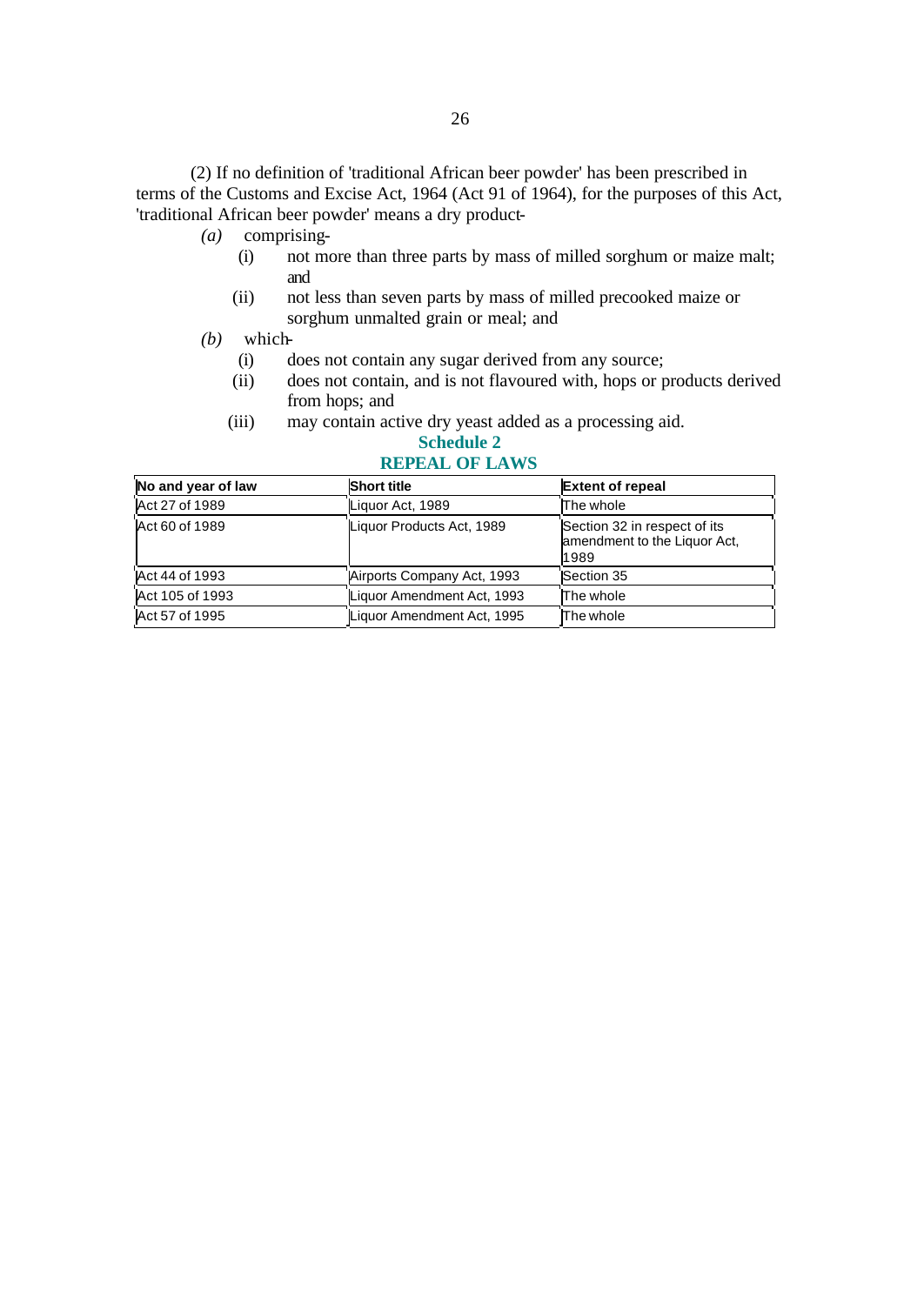(2) If no definition of 'traditional African beer powder' has been prescribed in terms of the Customs and Excise Act, 1964 (Act 91 of 1964), for the purposes of this Act, 'traditional African beer powder' means a dry product-

*(a)* comprising-

(i) not more than three parts by mass of milled sorghum or maize malt; and

(ii) not less than seven parts by mass of milled precooked maize or sorghum unmalted grain or meal; and

*(b)* which-

(i) does not contain any sugar derived from any source;

(ii) does not contain, and is not flavoured with, hops or products derived from hops; and

(iii) may contain active dry yeast added as a processing aid.

## Schedule 2

## REPEAL OF LAWS

| No and year of law | Short title | Extent of repeal |
|---|---|---|
| Act 27 of 1989 | Liquor Act, 1989 | The whole |
| Act 60 of 1989 | Liquor Products Act, 1989 | Section 32 in respect of its amendment to the Liquor Act, 1989 |
| Act 44 of 1993 | Airports Company Act, 1993 | Section 35 |
| Act 105 of 1993 | Liquor Amendment Act, 1993 | The whole |
| Act 57 of 1995 | Liquor Amendment Act, 1995 | The whole |